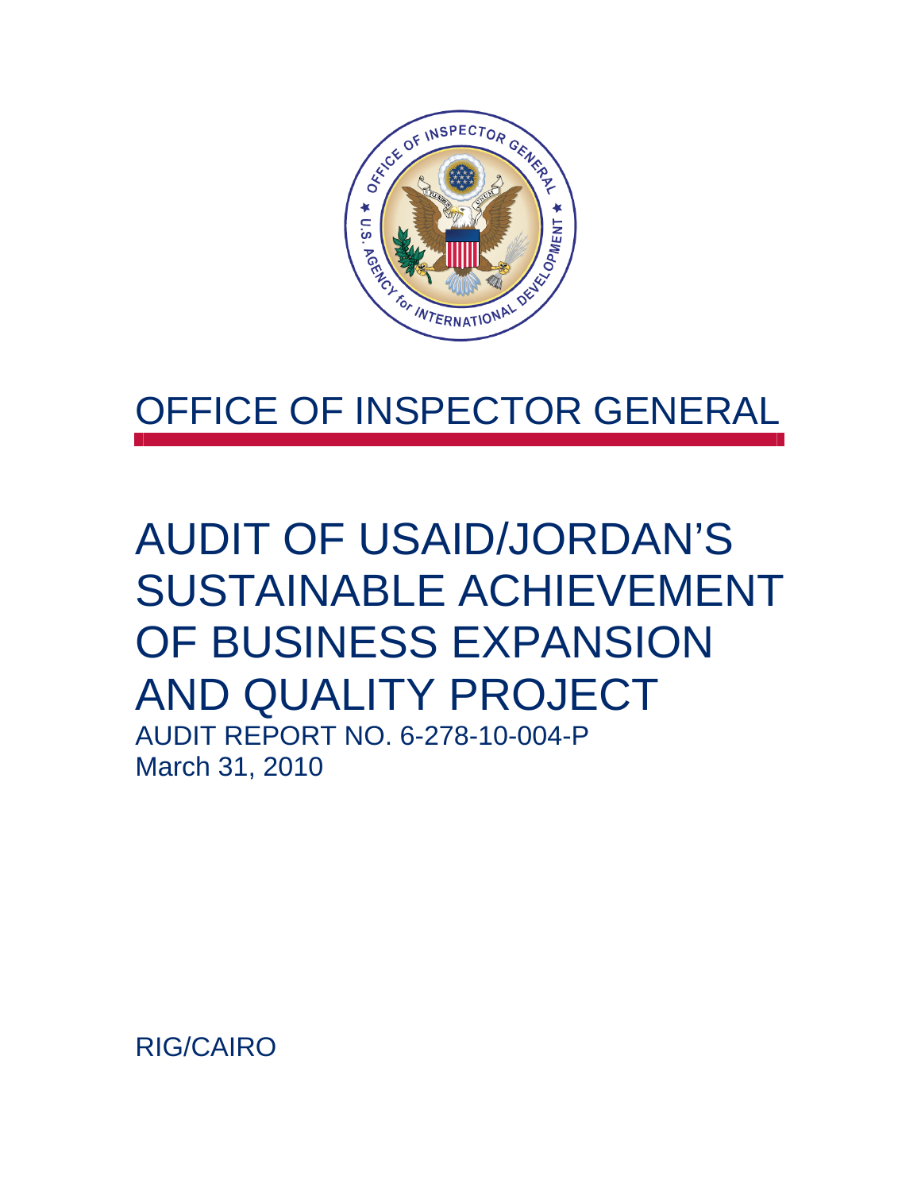# OFFICE OF INSPECTOR GENERAL

# AUDIT OF USAID/JORDAN'S SUSTAINABLE ACHIEVEMENT OF BUSINESS EXPANSION AND QUALITY PROJECT

AUDIT REPORT NO. 6-278-10-004-P
March 31, 2010

RIG/CAIRO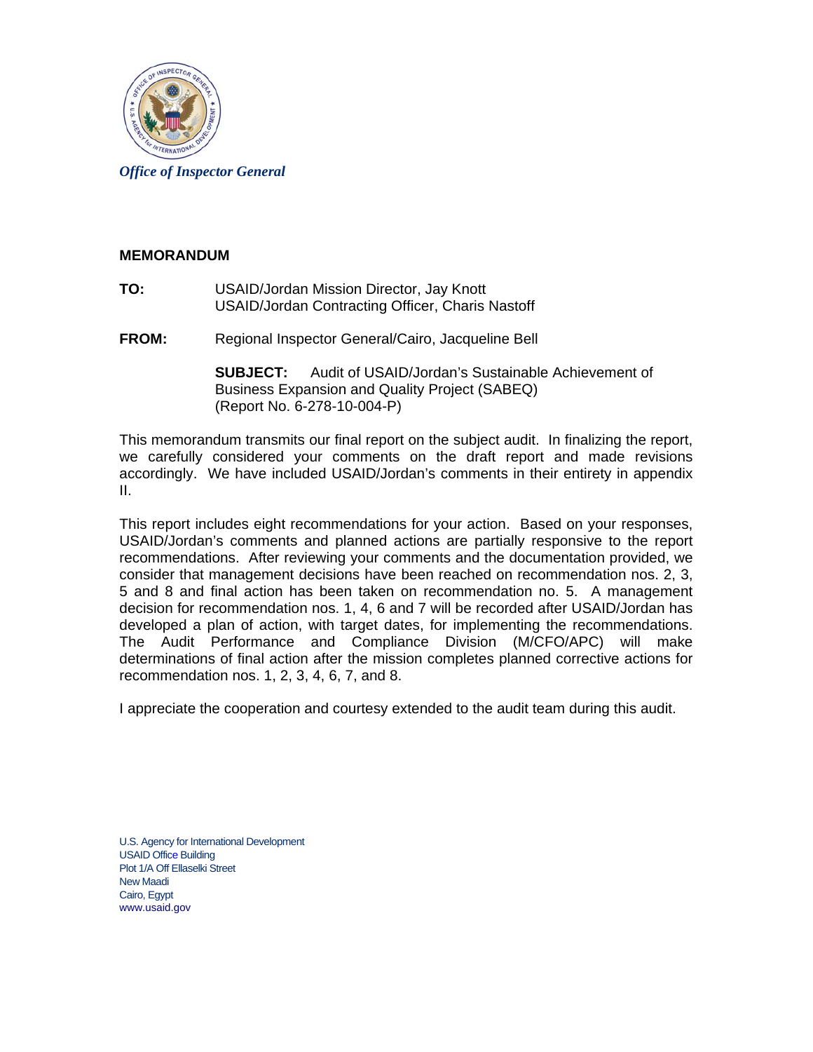*Office of Inspector General*

**MEMORANDUM**

**TO:** USAID/Jordan Mission Director, Jay Knott
USAID/Jordan Contracting Officer, Charis Nastoff

**FROM:** Regional Inspector General/Cairo, Jacqueline Bell

**SUBJECT:** Audit of USAID/Jordan's Sustainable Achievement of Business Expansion and Quality Project (SABEQ) (Report No. 6-278-10-004-P)

This memorandum transmits our final report on the subject audit. In finalizing the report, we carefully considered your comments on the draft report and made revisions accordingly. We have included USAID/Jordan's comments in their entirety in appendix II.

This report includes eight recommendations for your action. Based on your responses, USAID/Jordan's comments and planned actions are partially responsive to the report recommendations. After reviewing your comments and the documentation provided, we consider that management decisions have been reached on recommendation nos. 2, 3, 5 and 8 and final action has been taken on recommendation no. 5. A management decision for recommendation nos. 1, 4, 6 and 7 will be recorded after USAID/Jordan has developed a plan of action, with target dates, for implementing the recommendations. The Audit Performance and Compliance Division (M/CFO/APC) will make determinations of final action after the mission completes planned corrective actions for recommendation nos. 1, 2, 3, 4, 6, 7, and 8.

I appreciate the cooperation and courtesy extended to the audit team during this audit.

U.S. Agency for International Development
USAID Office Building
Plot 1/A Off Ellaselki Street
New Maadi
Cairo, Egypt
www.usaid.gov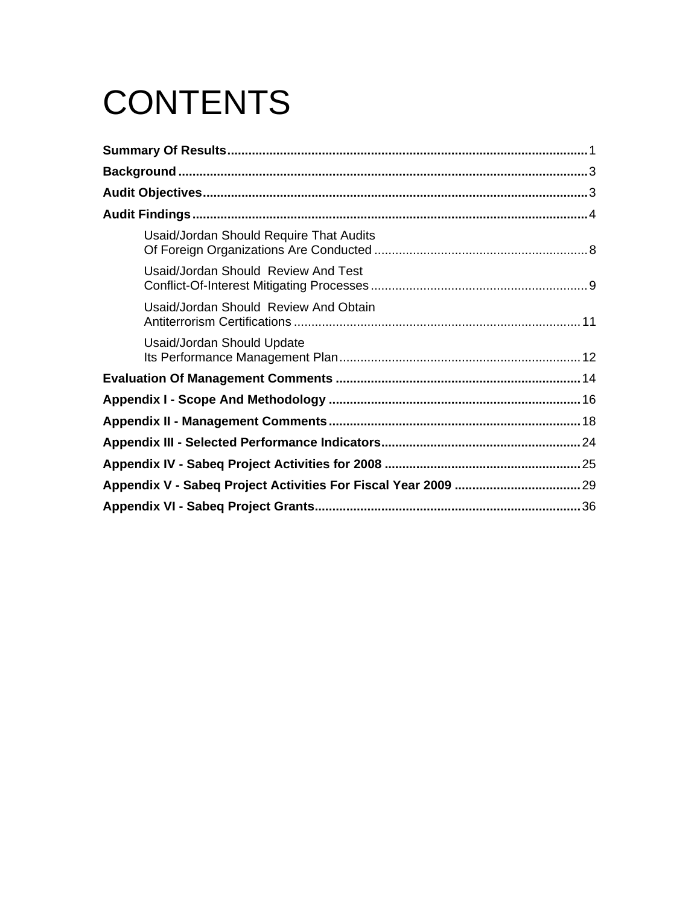# CONTENTS

**Summary Of Results** .......... 1

**Background** .......... 3

**Audit Objectives** .......... 3

**Audit Findings** .......... 4

- Usaid/Jordan Should Require That Audits Of Foreign Organizations Are Conducted .......... 8
- Usaid/Jordan Should Review And Test Conflict-Of-Interest Mitigating Processes .......... 9
- Usaid/Jordan Should Review And Obtain Antiterrorism Certifications .......... 11
- Usaid/Jordan Should Update Its Performance Management Plan .......... 12

**Evaluation Of Management Comments** .......... 14

**Appendix I - Scope And Methodology** .......... 16

**Appendix II - Management Comments** .......... 18

**Appendix III - Selected Performance Indicators** .......... 24

**Appendix IV - Sabeq Project Activities for 2008** .......... 25

**Appendix V - Sabeq Project Activities For Fiscal Year 2009** .......... 29

**Appendix VI - Sabeq Project Grants** .......... 36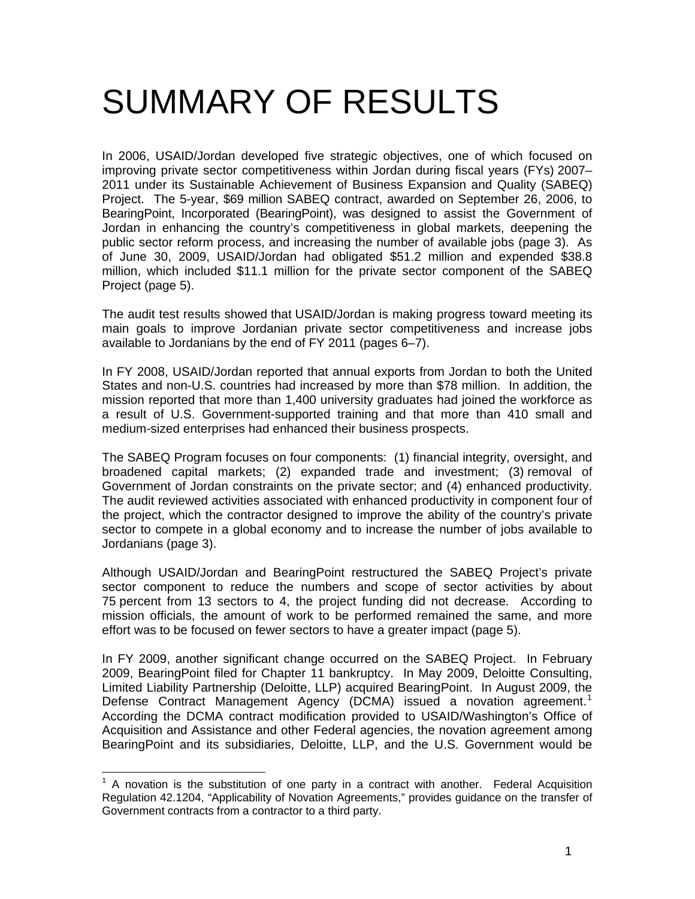# SUMMARY OF RESULTS

In 2006, USAID/Jordan developed five strategic objectives, one of which focused on improving private sector competitiveness within Jordan during fiscal years (FYs) 2007–2011 under its Sustainable Achievement of Business Expansion and Quality (SABEQ) Project. The 5-year, $69 million SABEQ contract, awarded on September 26, 2006, to BearingPoint, Incorporated (BearingPoint), was designed to assist the Government of Jordan in enhancing the country's competitiveness in global markets, deepening the public sector reform process, and increasing the number of available jobs (page 3). As of June 30, 2009, USAID/Jordan had obligated $51.2 million and expended $38.8 million, which included $11.1 million for the private sector component of the SABEQ Project (page 5).

The audit test results showed that USAID/Jordan is making progress toward meeting its main goals to improve Jordanian private sector competitiveness and increase jobs available to Jordanians by the end of FY 2011 (pages 6–7).

In FY 2008, USAID/Jordan reported that annual exports from Jordan to both the United States and non-U.S. countries had increased by more than $78 million. In addition, the mission reported that more than 1,400 university graduates had joined the workforce as a result of U.S. Government-supported training and that more than 410 small and medium-sized enterprises had enhanced their business prospects.

The SABEQ Program focuses on four components: (1) financial integrity, oversight, and broadened capital markets; (2) expanded trade and investment; (3) removal of Government of Jordan constraints on the private sector; and (4) enhanced productivity. The audit reviewed activities associated with enhanced productivity in component four of the project, which the contractor designed to improve the ability of the country's private sector to compete in a global economy and to increase the number of jobs available to Jordanians (page 3).

Although USAID/Jordan and BearingPoint restructured the SABEQ Project's private sector component to reduce the numbers and scope of sector activities by about 75 percent from 13 sectors to 4, the project funding did not decrease. According to mission officials, the amount of work to be performed remained the same, and more effort was to be focused on fewer sectors to have a greater impact (page 5).

In FY 2009, another significant change occurred on the SABEQ Project. In February 2009, BearingPoint filed for Chapter 11 bankruptcy. In May 2009, Deloitte Consulting, Limited Liability Partnership (Deloitte, LLP) acquired BearingPoint. In August 2009, the Defense Contract Management Agency (DCMA) issued a novation agreement.[1] According the DCMA contract modification provided to USAID/Washington's Office of Acquisition and Assistance and other Federal agencies, the novation agreement among BearingPoint and its subsidiaries, Deloitte, LLP, and the U.S. Government would be

[1] A novation is the substitution of one party in a contract with another. Federal Acquisition Regulation 42.1204, "Applicability of Novation Agreements," provides guidance on the transfer of Government contracts from a contractor to a third party.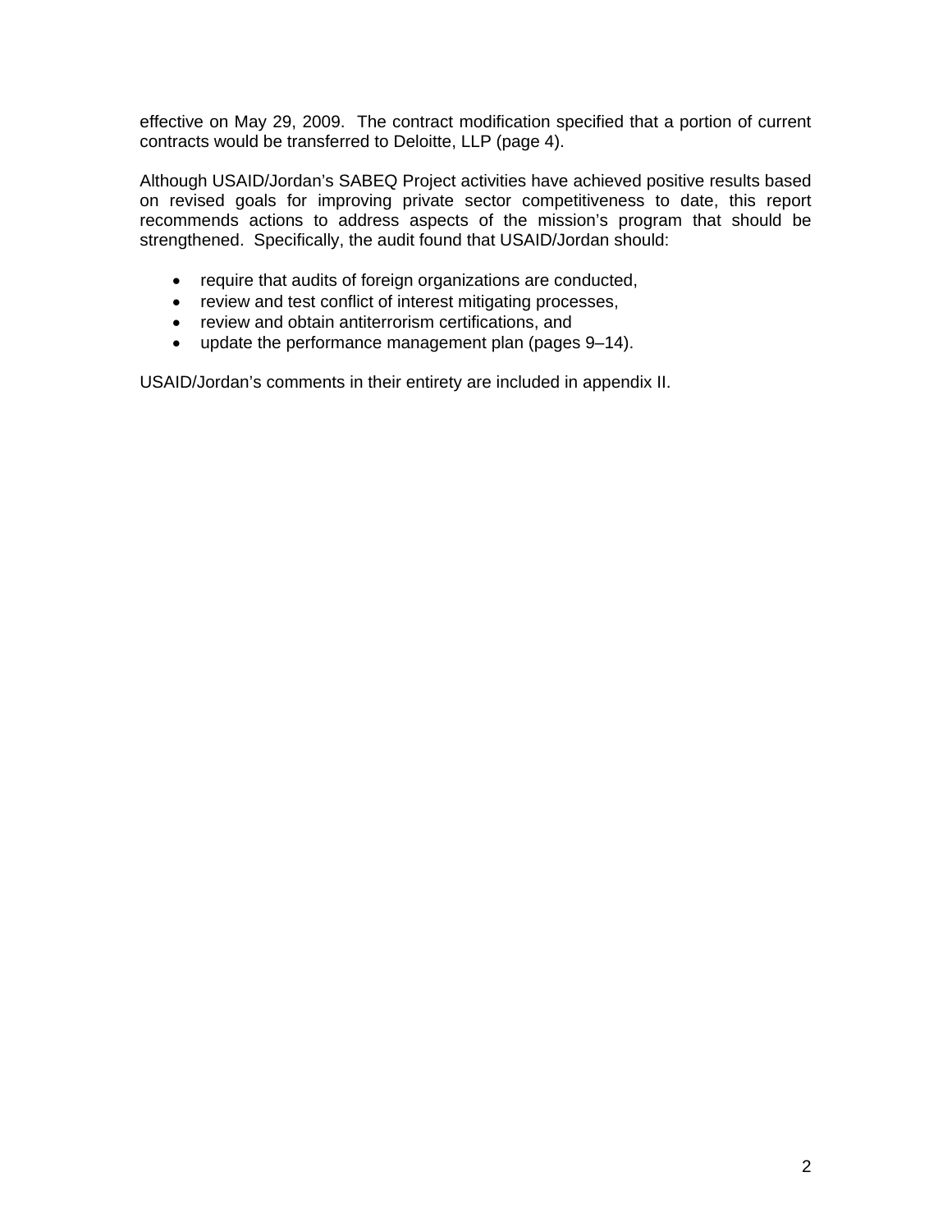effective on May 29, 2009. The contract modification specified that a portion of current contracts would be transferred to Deloitte, LLP (page 4).

Although USAID/Jordan's SABEQ Project activities have achieved positive results based on revised goals for improving private sector competitiveness to date, this report recommends actions to address aspects of the mission's program that should be strengthened. Specifically, the audit found that USAID/Jordan should:

- require that audits of foreign organizations are conducted,
- review and test conflict of interest mitigating processes,
- review and obtain antiterrorism certifications, and
- update the performance management plan (pages 9–14).

USAID/Jordan's comments in their entirety are included in appendix II.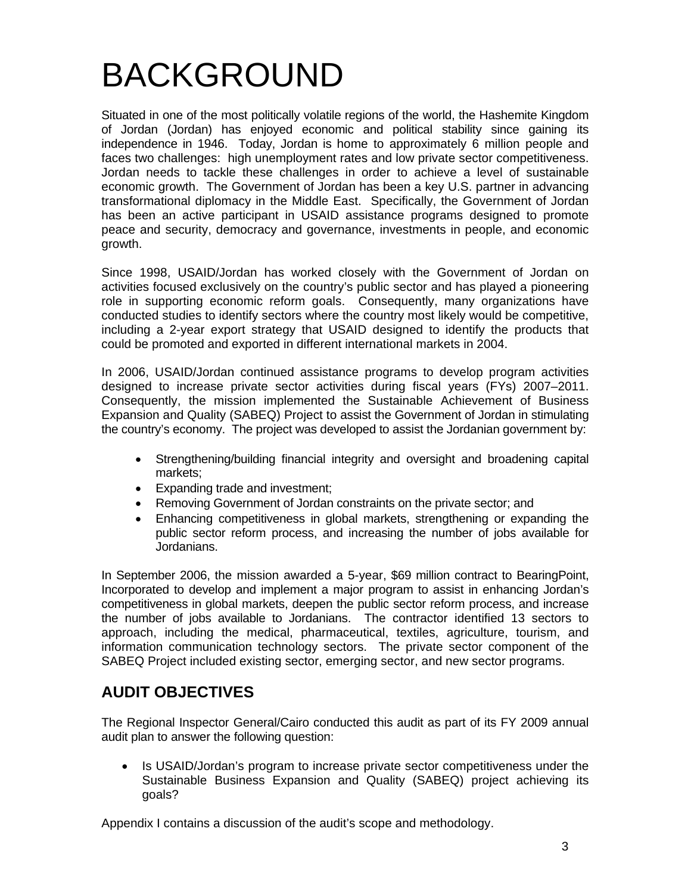# BACKGROUND

Situated in one of the most politically volatile regions of the world, the Hashemite Kingdom of Jordan (Jordan) has enjoyed economic and political stability since gaining its independence in 1946. Today, Jordan is home to approximately 6 million people and faces two challenges: high unemployment rates and low private sector competitiveness. Jordan needs to tackle these challenges in order to achieve a level of sustainable economic growth. The Government of Jordan has been a key U.S. partner in advancing transformational diplomacy in the Middle East. Specifically, the Government of Jordan has been an active participant in USAID assistance programs designed to promote peace and security, democracy and governance, investments in people, and economic growth.

Since 1998, USAID/Jordan has worked closely with the Government of Jordan on activities focused exclusively on the country's public sector and has played a pioneering role in supporting economic reform goals. Consequently, many organizations have conducted studies to identify sectors where the country most likely would be competitive, including a 2-year export strategy that USAID designed to identify the products that could be promoted and exported in different international markets in 2004.

In 2006, USAID/Jordan continued assistance programs to develop program activities designed to increase private sector activities during fiscal years (FYs) 2007–2011. Consequently, the mission implemented the Sustainable Achievement of Business Expansion and Quality (SABEQ) Project to assist the Government of Jordan in stimulating the country's economy. The project was developed to assist the Jordanian government by:

- Strengthening/building financial integrity and oversight and broadening capital markets;
- Expanding trade and investment;
- Removing Government of Jordan constraints on the private sector; and
- Enhancing competitiveness in global markets, strengthening or expanding the public sector reform process, and increasing the number of jobs available for Jordanians.

In September 2006, the mission awarded a 5-year, $69 million contract to BearingPoint, Incorporated to develop and implement a major program to assist in enhancing Jordan's competitiveness in global markets, deepen the public sector reform process, and increase the number of jobs available to Jordanians. The contractor identified 13 sectors to approach, including the medical, pharmaceutical, textiles, agriculture, tourism, and information communication technology sectors. The private sector component of the SABEQ Project included existing sector, emerging sector, and new sector programs.

## AUDIT OBJECTIVES

The Regional Inspector General/Cairo conducted this audit as part of its FY 2009 annual audit plan to answer the following question:

- Is USAID/Jordan's program to increase private sector competitiveness under the Sustainable Business Expansion and Quality (SABEQ) project achieving its goals?

Appendix I contains a discussion of the audit's scope and methodology.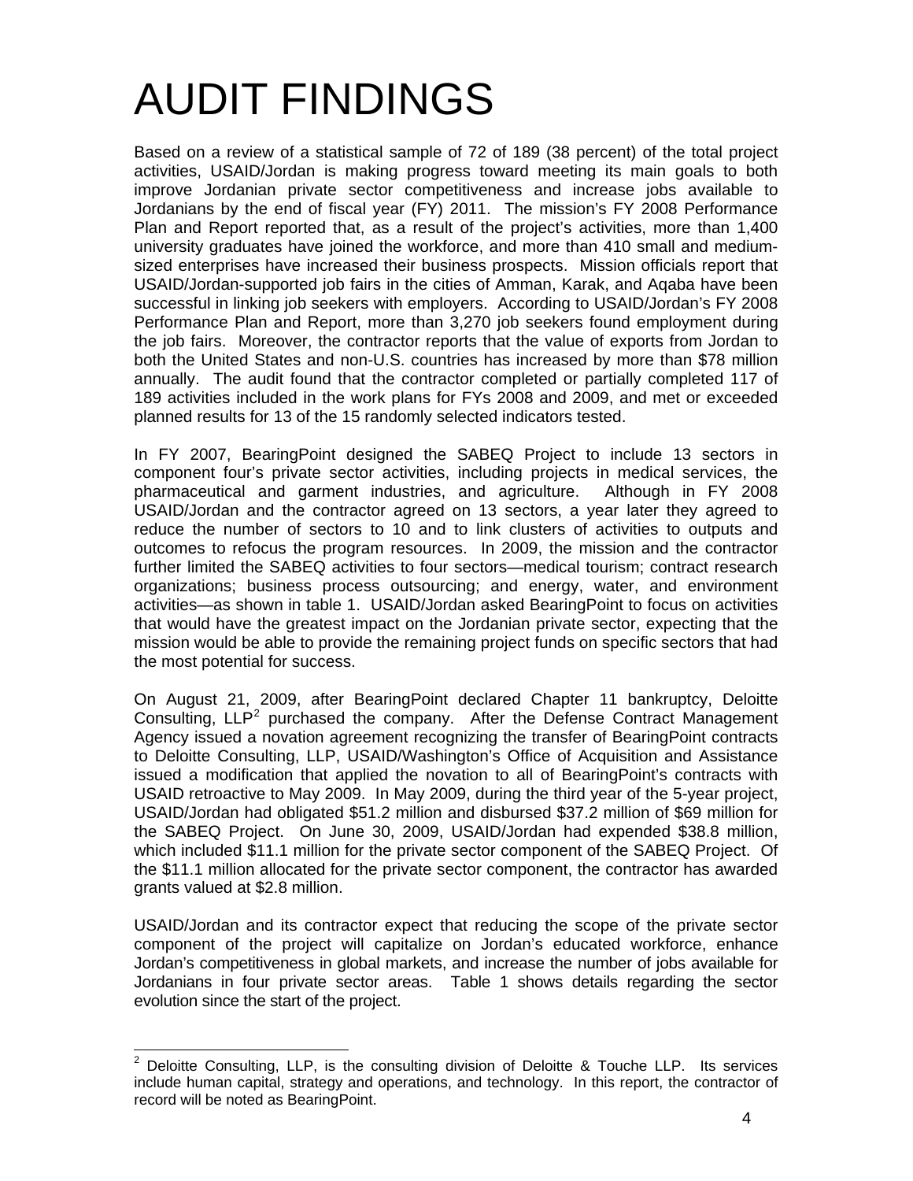# AUDIT FINDINGS

Based on a review of a statistical sample of 72 of 189 (38 percent) of the total project activities, USAID/Jordan is making progress toward meeting its main goals to both improve Jordanian private sector competitiveness and increase jobs available to Jordanians by the end of fiscal year (FY) 2011. The mission's FY 2008 Performance Plan and Report reported that, as a result of the project's activities, more than 1,400 university graduates have joined the workforce, and more than 410 small and medium-sized enterprises have increased their business prospects. Mission officials report that USAID/Jordan-supported job fairs in the cities of Amman, Karak, and Aqaba have been successful in linking job seekers with employers. According to USAID/Jordan's FY 2008 Performance Plan and Report, more than 3,270 job seekers found employment during the job fairs. Moreover, the contractor reports that the value of exports from Jordan to both the United States and non-U.S. countries has increased by more than $78 million annually. The audit found that the contractor completed or partially completed 117 of 189 activities included in the work plans for FYs 2008 and 2009, and met or exceeded planned results for 13 of the 15 randomly selected indicators tested.

In FY 2007, BearingPoint designed the SABEQ Project to include 13 sectors in component four's private sector activities, including projects in medical services, the pharmaceutical and garment industries, and agriculture. Although in FY 2008 USAID/Jordan and the contractor agreed on 13 sectors, a year later they agreed to reduce the number of sectors to 10 and to link clusters of activities to outputs and outcomes to refocus the program resources. In 2009, the mission and the contractor further limited the SABEQ activities to four sectors—medical tourism; contract research organizations; business process outsourcing; and energy, water, and environment activities—as shown in table 1. USAID/Jordan asked BearingPoint to focus on activities that would have the greatest impact on the Jordanian private sector, expecting that the mission would be able to provide the remaining project funds on specific sectors that had the most potential for success.

On August 21, 2009, after BearingPoint declared Chapter 11 bankruptcy, Deloitte Consulting, LLP[2] purchased the company. After the Defense Contract Management Agency issued a novation agreement recognizing the transfer of BearingPoint contracts to Deloitte Consulting, LLP, USAID/Washington's Office of Acquisition and Assistance issued a modification that applied the novation to all of BearingPoint's contracts with USAID retroactive to May 2009. In May 2009, during the third year of the 5-year project, USAID/Jordan had obligated $51.2 million and disbursed $37.2 million of $69 million for the SABEQ Project. On June 30, 2009, USAID/Jordan had expended $38.8 million, which included $11.1 million for the private sector component of the SABEQ Project. Of the $11.1 million allocated for the private sector component, the contractor has awarded grants valued at $2.8 million.

USAID/Jordan and its contractor expect that reducing the scope of the private sector component of the project will capitalize on Jordan's educated workforce, enhance Jordan's competitiveness in global markets, and increase the number of jobs available for Jordanians in four private sector areas. Table 1 shows details regarding the sector evolution since the start of the project.

---

[2] Deloitte Consulting, LLP, is the consulting division of Deloitte & Touche LLP. Its services include human capital, strategy and operations, and technology. In this report, the contractor of record will be noted as BearingPoint.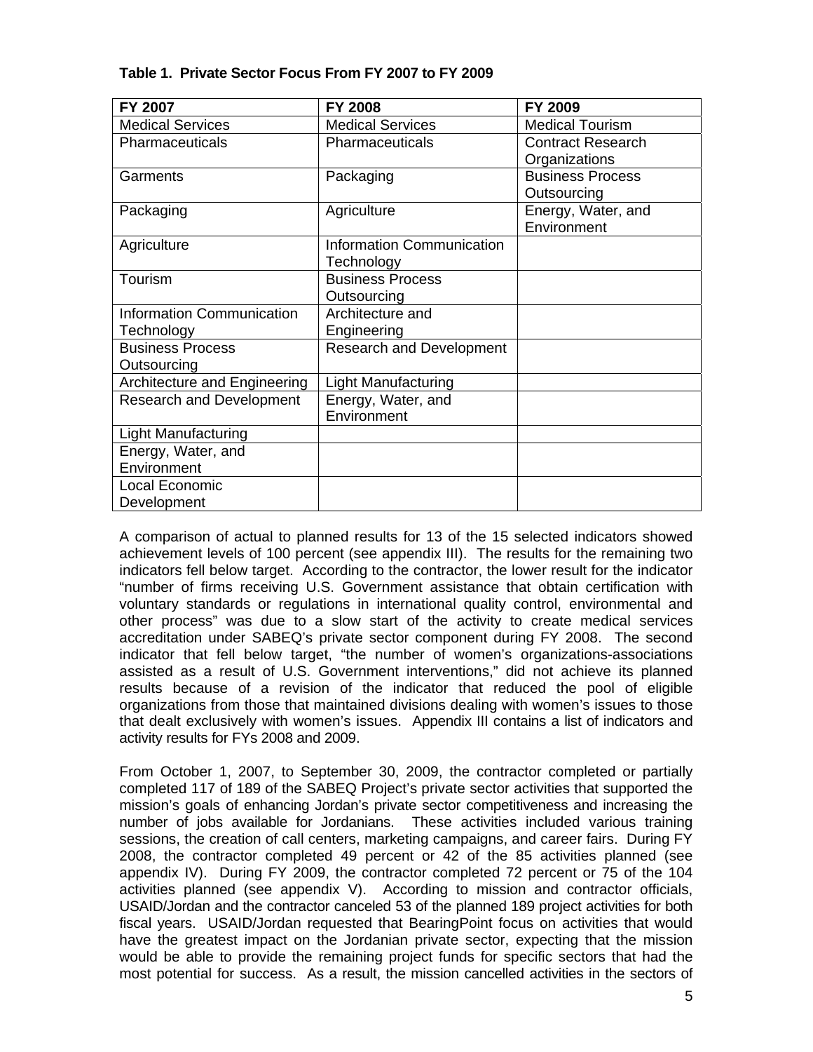**Table 1. Private Sector Focus From FY 2007 to FY 2009**

| FY 2007 | FY 2008 | FY 2009 |
|---|---|---|
| Medical Services | Medical Services | Medical Tourism |
| Pharmaceuticals | Pharmaceuticals | Contract Research Organizations |
| Garments | Packaging | Business Process Outsourcing |
| Packaging | Agriculture | Energy, Water, and Environment |
| Agriculture | Information Communication Technology | |
| Tourism | Business Process Outsourcing | |
| Information Communication Technology | Architecture and Engineering | |
| Business Process Outsourcing | Research and Development | |
| Architecture and Engineering | Light Manufacturing | |
| Research and Development | Energy, Water, and Environment | |
| Light Manufacturing | | |
| Energy, Water, and Environment | | |
| Local Economic Development | | |

A comparison of actual to planned results for 13 of the 15 selected indicators showed achievement levels of 100 percent (see appendix III). The results for the remaining two indicators fell below target. According to the contractor, the lower result for the indicator "number of firms receiving U.S. Government assistance that obtain certification with voluntary standards or regulations in international quality control, environmental and other process" was due to a slow start of the activity to create medical services accreditation under SABEQ's private sector component during FY 2008. The second indicator that fell below target, "the number of women's organizations-associations assisted as a result of U.S. Government interventions," did not achieve its planned results because of a revision of the indicator that reduced the pool of eligible organizations from those that maintained divisions dealing with women's issues to those that dealt exclusively with women's issues. Appendix III contains a list of indicators and activity results for FYs 2008 and 2009.

From October 1, 2007, to September 30, 2009, the contractor completed or partially completed 117 of 189 of the SABEQ Project's private sector activities that supported the mission's goals of enhancing Jordan's private sector competitiveness and increasing the number of jobs available for Jordanians. These activities included various training sessions, the creation of call centers, marketing campaigns, and career fairs. During FY 2008, the contractor completed 49 percent or 42 of the 85 activities planned (see appendix IV). During FY 2009, the contractor completed 72 percent or 75 of the 104 activities planned (see appendix V). According to mission and contractor officials, USAID/Jordan and the contractor canceled 53 of the planned 189 project activities for both fiscal years. USAID/Jordan requested that BearingPoint focus on activities that would have the greatest impact on the Jordanian private sector, expecting that the mission would be able to provide the remaining project funds for specific sectors that had the most potential for success. As a result, the mission cancelled activities in the sectors of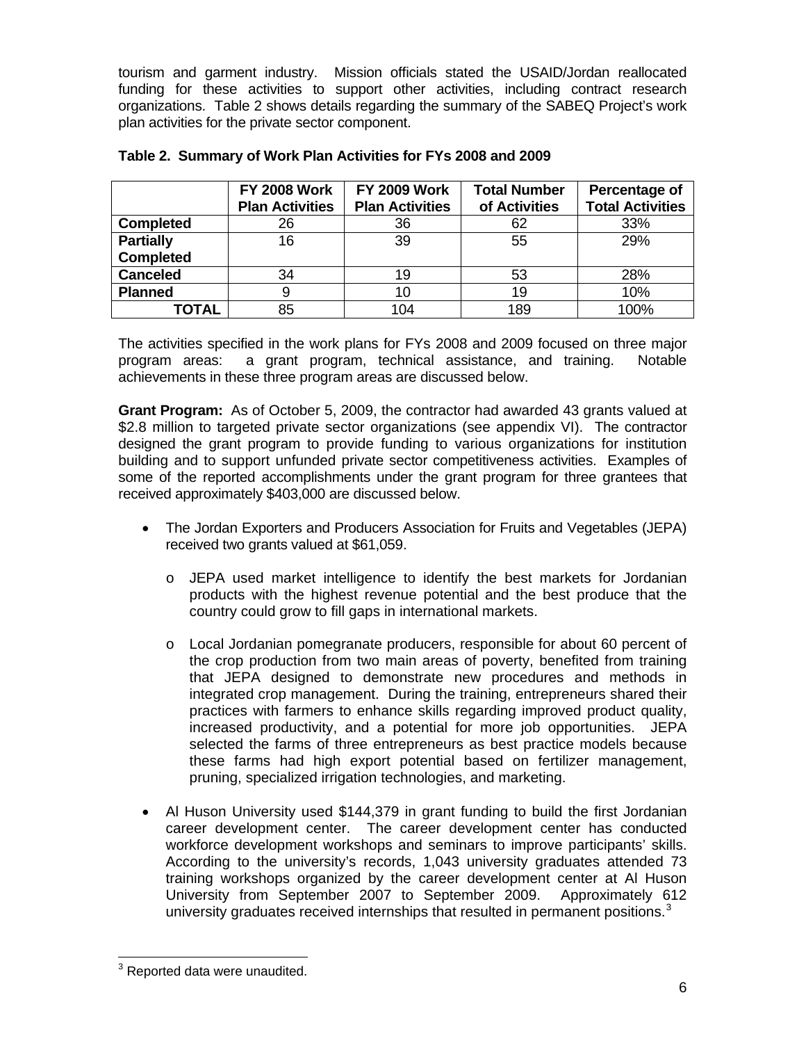tourism and garment industry. Mission officials stated the USAID/Jordan reallocated funding for these activities to support other activities, including contract research organizations. Table 2 shows details regarding the summary of the SABEQ Project's work plan activities for the private sector component.

**Table 2. Summary of Work Plan Activities for FYs 2008 and 2009**

| | FY 2008 Work Plan Activities | FY 2009 Work Plan Activities | Total Number of Activities | Percentage of Total Activities |
|---|---|---|---|---|
| **Completed** | 26 | 36 | 62 | 33% |
| **Partially Completed** | 16 | 39 | 55 | 29% |
| **Canceled** | 34 | 19 | 53 | 28% |
| **Planned** | 9 | 10 | 19 | 10% |
| **TOTAL** | 85 | 104 | 189 | 100% |

The activities specified in the work plans for FYs 2008 and 2009 focused on three major program areas: a grant program, technical assistance, and training. Notable achievements in these three program areas are discussed below.

**Grant Program:** As of October 5, 2009, the contractor had awarded 43 grants valued at $2.8 million to targeted private sector organizations (see appendix VI). The contractor designed the grant program to provide funding to various organizations for institution building and to support unfunded private sector competitiveness activities. Examples of some of the reported accomplishments under the grant program for three grantees that received approximately $403,000 are discussed below.

- The Jordan Exporters and Producers Association for Fruits and Vegetables (JEPA) received two grants valued at $61,059.
  - JEPA used market intelligence to identify the best markets for Jordanian products with the highest revenue potential and the best produce that the country could grow to fill gaps in international markets.
  - Local Jordanian pomegranate producers, responsible for about 60 percent of the crop production from two main areas of poverty, benefited from training that JEPA designed to demonstrate new procedures and methods in integrated crop management. During the training, entrepreneurs shared their practices with farmers to enhance skills regarding improved product quality, increased productivity, and a potential for more job opportunities. JEPA selected the farms of three entrepreneurs as best practice models because these farms had high export potential based on fertilizer management, pruning, specialized irrigation technologies, and marketing.
- Al Huson University used $144,379 in grant funding to build the first Jordanian career development center. The career development center has conducted workforce development workshops and seminars to improve participants' skills. According to the university's records, 1,043 university graduates attended 73 training workshops organized by the career development center at Al Huson University from September 2007 to September 2009. Approximately 612 university graduates received internships that resulted in permanent positions.[3]

[3] Reported data were unaudited.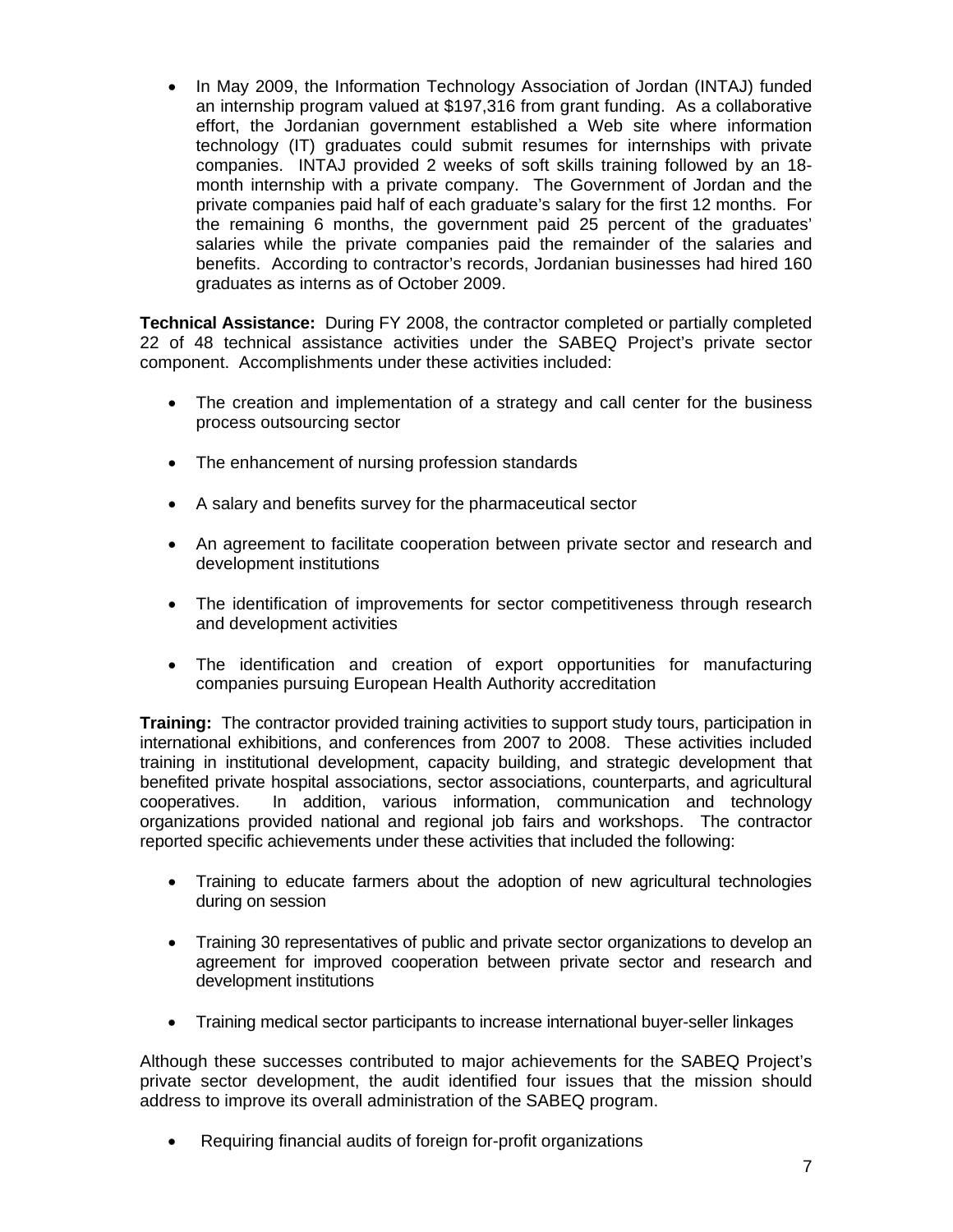- In May 2009, the Information Technology Association of Jordan (INTAJ) funded an internship program valued at $197,316 from grant funding. As a collaborative effort, the Jordanian government established a Web site where information technology (IT) graduates could submit resumes for internships with private companies. INTAJ provided 2 weeks of soft skills training followed by an 18-month internship with a private company. The Government of Jordan and the private companies paid half of each graduate's salary for the first 12 months. For the remaining 6 months, the government paid 25 percent of the graduates' salaries while the private companies paid the remainder of the salaries and benefits. According to contractor's records, Jordanian businesses had hired 160 graduates as interns as of October 2009.

**Technical Assistance:** During FY 2008, the contractor completed or partially completed 22 of 48 technical assistance activities under the SABEQ Project's private sector component. Accomplishments under these activities included:

- The creation and implementation of a strategy and call center for the business process outsourcing sector
- The enhancement of nursing profession standards
- A salary and benefits survey for the pharmaceutical sector
- An agreement to facilitate cooperation between private sector and research and development institutions
- The identification of improvements for sector competitiveness through research and development activities
- The identification and creation of export opportunities for manufacturing companies pursuing European Health Authority accreditation

**Training:** The contractor provided training activities to support study tours, participation in international exhibitions, and conferences from 2007 to 2008. These activities included training in institutional development, capacity building, and strategic development that benefited private hospital associations, sector associations, counterparts, and agricultural cooperatives. In addition, various information, communication and technology organizations provided national and regional job fairs and workshops. The contractor reported specific achievements under these activities that included the following:

- Training to educate farmers about the adoption of new agricultural technologies during on session
- Training 30 representatives of public and private sector organizations to develop an agreement for improved cooperation between private sector and research and development institutions
- Training medical sector participants to increase international buyer-seller linkages

Although these successes contributed to major achievements for the SABEQ Project's private sector development, the audit identified four issues that the mission should address to improve its overall administration of the SABEQ program.

- Requiring financial audits of foreign for-profit organizations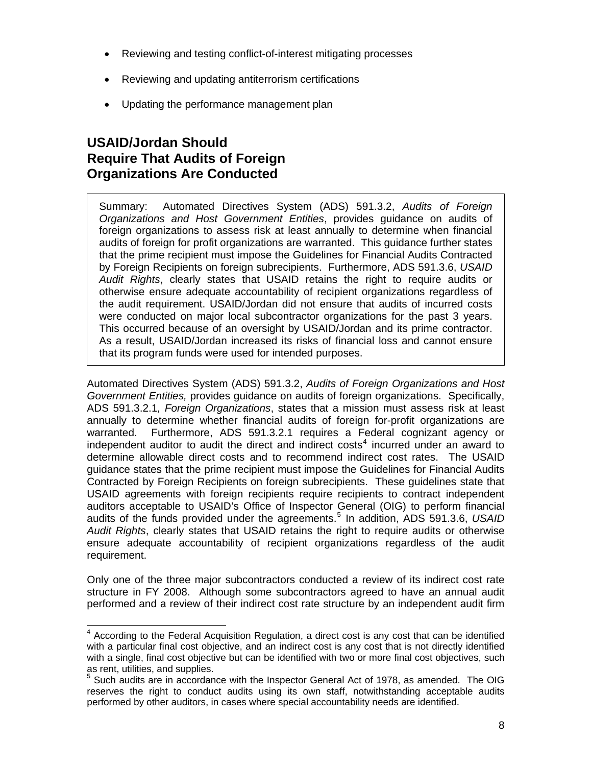- Reviewing and testing conflict-of-interest mitigating processes
- Reviewing and updating antiterrorism certifications
- Updating the performance management plan

## USAID/Jordan Should Require That Audits of Foreign Organizations Are Conducted

> Summary: Automated Directives System (ADS) 591.3.2, *Audits of Foreign Organizations and Host Government Entities*, provides guidance on audits of foreign organizations to assess risk at least annually to determine when financial audits of foreign for profit organizations are warranted. This guidance further states that the prime recipient must impose the Guidelines for Financial Audits Contracted by Foreign Recipients on foreign subrecipients. Furthermore, ADS 591.3.6, *USAID Audit Rights*, clearly states that USAID retains the right to require audits or otherwise ensure adequate accountability of recipient organizations regardless of the audit requirement. USAID/Jordan did not ensure that audits of incurred costs were conducted on major local subcontractor organizations for the past 3 years. This occurred because of an oversight by USAID/Jordan and its prime contractor. As a result, USAID/Jordan increased its risks of financial loss and cannot ensure that its program funds were used for intended purposes.

Automated Directives System (ADS) 591.3.2, *Audits of Foreign Organizations and Host Government Entities,* provides guidance on audits of foreign organizations. Specifically, ADS 591.3.2.1*, Foreign Organizations*, states that a mission must assess risk at least annually to determine whether financial audits of foreign for-profit organizations are warranted. Furthermore, ADS 591.3.2.1 requires a Federal cognizant agency or independent auditor to audit the direct and indirect costs[4] incurred under an award to determine allowable direct costs and to recommend indirect cost rates. The USAID guidance states that the prime recipient must impose the Guidelines for Financial Audits Contracted by Foreign Recipients on foreign subrecipients. These guidelines state that USAID agreements with foreign recipients require recipients to contract independent auditors acceptable to USAID's Office of Inspector General (OIG) to perform financial audits of the funds provided under the agreements.[5] In addition, ADS 591.3.6, *USAID Audit Rights*, clearly states that USAID retains the right to require audits or otherwise ensure adequate accountability of recipient organizations regardless of the audit requirement.

Only one of the three major subcontractors conducted a review of its indirect cost rate structure in FY 2008. Although some subcontractors agreed to have an annual audit performed and a review of their indirect cost rate structure by an independent audit firm

---

[4] According to the Federal Acquisition Regulation, a direct cost is any cost that can be identified with a particular final cost objective, and an indirect cost is any cost that is not directly identified with a single, final cost objective but can be identified with two or more final cost objectives, such as rent, utilities, and supplies.

[5] Such audits are in accordance with the Inspector General Act of 1978, as amended. The OIG reserves the right to conduct audits using its own staff, notwithstanding acceptable audits performed by other auditors, in cases where special accountability needs are identified.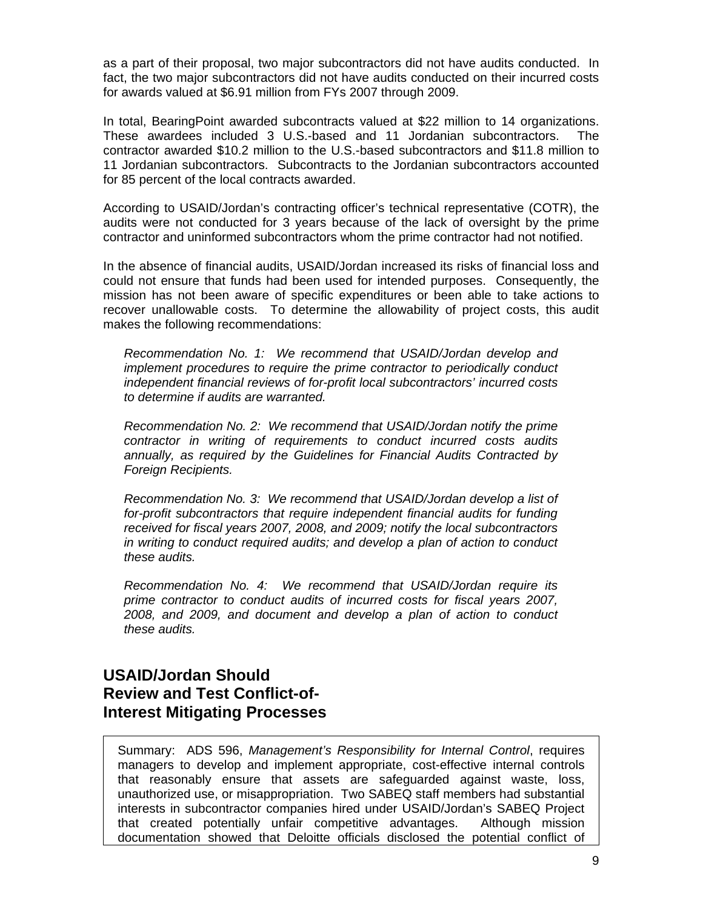as a part of their proposal, two major subcontractors did not have audits conducted. In fact, the two major subcontractors did not have audits conducted on their incurred costs for awards valued at $6.91 million from FYs 2007 through 2009.

In total, BearingPoint awarded subcontracts valued at $22 million to 14 organizations. These awardees included 3 U.S.-based and 11 Jordanian subcontractors. The contractor awarded $10.2 million to the U.S.-based subcontractors and $11.8 million to 11 Jordanian subcontractors. Subcontracts to the Jordanian subcontractors accounted for 85 percent of the local contracts awarded.

According to USAID/Jordan's contracting officer's technical representative (COTR), the audits were not conducted for 3 years because of the lack of oversight by the prime contractor and uninformed subcontractors whom the prime contractor had not notified.

In the absence of financial audits, USAID/Jordan increased its risks of financial loss and could not ensure that funds had been used for intended purposes. Consequently, the mission has not been aware of specific expenditures or been able to take actions to recover unallowable costs. To determine the allowability of project costs, this audit makes the following recommendations:

> *Recommendation No. 1: We recommend that USAID/Jordan develop and implement procedures to require the prime contractor to periodically conduct independent financial reviews of for-profit local subcontractors' incurred costs to determine if audits are warranted.*
>
> *Recommendation No. 2: We recommend that USAID/Jordan notify the prime contractor in writing of requirements to conduct incurred costs audits annually, as required by the Guidelines for Financial Audits Contracted by Foreign Recipients.*
>
> *Recommendation No. 3: We recommend that USAID/Jordan develop a list of for-profit subcontractors that require independent financial audits for funding received for fiscal years 2007, 2008, and 2009; notify the local subcontractors in writing to conduct required audits; and develop a plan of action to conduct these audits.*
>
> *Recommendation No. 4: We recommend that USAID/Jordan require its prime contractor to conduct audits of incurred costs for fiscal years 2007, 2008, and 2009, and document and develop a plan of action to conduct these audits.*

## USAID/Jordan Should Review and Test Conflict-of-Interest Mitigating Processes

Summary: ADS 596, *Management's Responsibility for Internal Control*, requires managers to develop and implement appropriate, cost-effective internal controls that reasonably ensure that assets are safeguarded against waste, loss, unauthorized use, or misappropriation. Two SABEQ staff members had substantial interests in subcontractor companies hired under USAID/Jordan's SABEQ Project that created potentially unfair competitive advantages. Although mission documentation showed that Deloitte officials disclosed the potential conflict of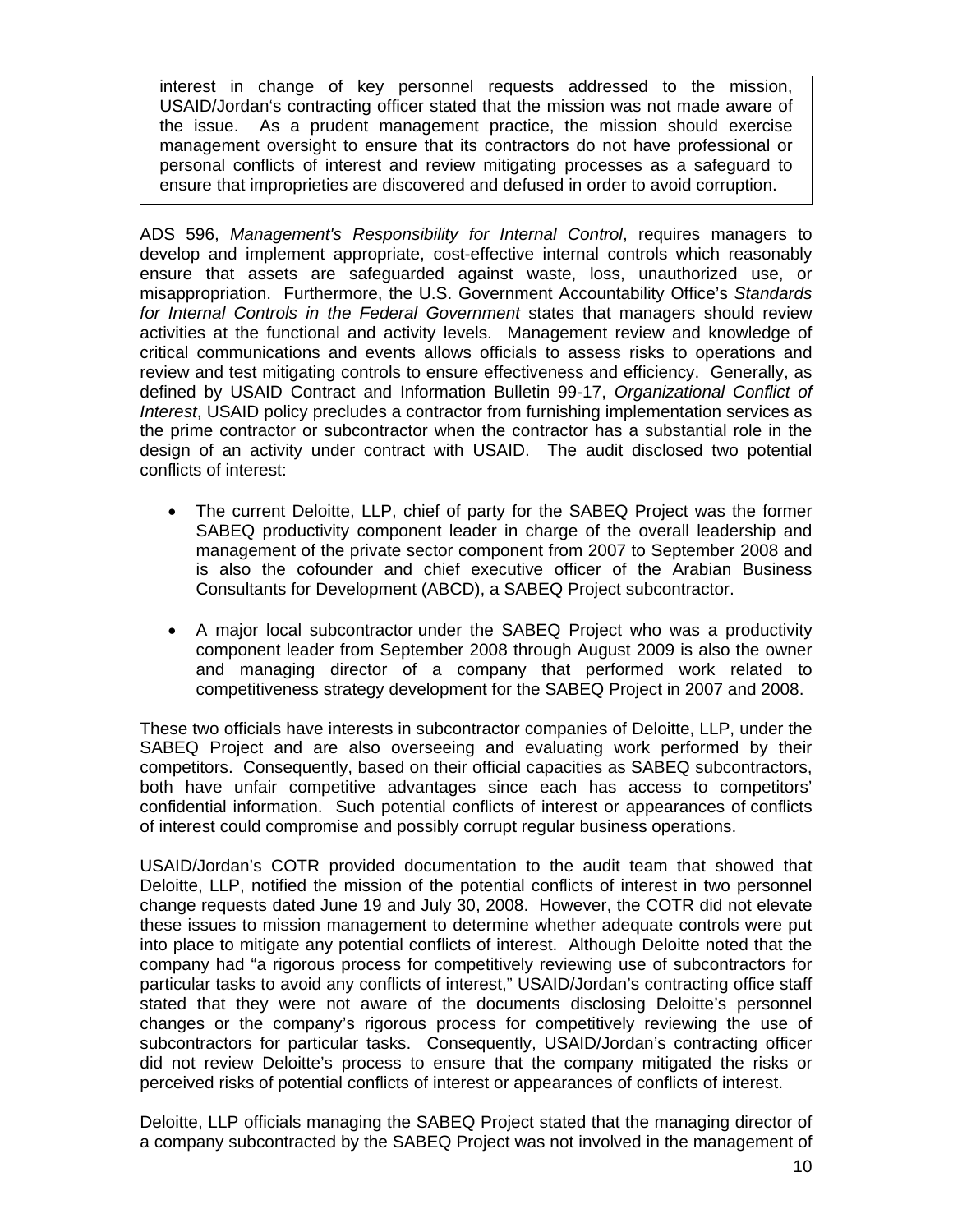> interest in change of key personnel requests addressed to the mission, USAID/Jordan's contracting officer stated that the mission was not made aware of the issue. As a prudent management practice, the mission should exercise management oversight to ensure that its contractors do not have professional or personal conflicts of interest and review mitigating processes as a safeguard to ensure that improprieties are discovered and defused in order to avoid corruption.

ADS 596, *Management's Responsibility for Internal Control*, requires managers to develop and implement appropriate, cost-effective internal controls which reasonably ensure that assets are safeguarded against waste, loss, unauthorized use, or misappropriation. Furthermore, the U.S. Government Accountability Office's *Standards for Internal Controls in the Federal Government* states that managers should review activities at the functional and activity levels. Management review and knowledge of critical communications and events allows officials to assess risks to operations and review and test mitigating controls to ensure effectiveness and efficiency. Generally, as defined by USAID Contract and Information Bulletin 99-17, *Organizational Conflict of Interest*, USAID policy precludes a contractor from furnishing implementation services as the prime contractor or subcontractor when the contractor has a substantial role in the design of an activity under contract with USAID. The audit disclosed two potential conflicts of interest:

- The current Deloitte, LLP, chief of party for the SABEQ Project was the former SABEQ productivity component leader in charge of the overall leadership and management of the private sector component from 2007 to September 2008 and is also the cofounder and chief executive officer of the Arabian Business Consultants for Development (ABCD), a SABEQ Project subcontractor.

- A major local subcontractor under the SABEQ Project who was a productivity component leader from September 2008 through August 2009 is also the owner and managing director of a company that performed work related to competitiveness strategy development for the SABEQ Project in 2007 and 2008.

These two officials have interests in subcontractor companies of Deloitte, LLP, under the SABEQ Project and are also overseeing and evaluating work performed by their competitors. Consequently, based on their official capacities as SABEQ subcontractors, both have unfair competitive advantages since each has access to competitors' confidential information. Such potential conflicts of interest or appearances of conflicts of interest could compromise and possibly corrupt regular business operations.

USAID/Jordan's COTR provided documentation to the audit team that showed that Deloitte, LLP, notified the mission of the potential conflicts of interest in two personnel change requests dated June 19 and July 30, 2008. However, the COTR did not elevate these issues to mission management to determine whether adequate controls were put into place to mitigate any potential conflicts of interest. Although Deloitte noted that the company had "a rigorous process for competitively reviewing use of subcontractors for particular tasks to avoid any conflicts of interest," USAID/Jordan's contracting office staff stated that they were not aware of the documents disclosing Deloitte's personnel changes or the company's rigorous process for competitively reviewing the use of subcontractors for particular tasks. Consequently, USAID/Jordan's contracting officer did not review Deloitte's process to ensure that the company mitigated the risks or perceived risks of potential conflicts of interest or appearances of conflicts of interest.

Deloitte, LLP officials managing the SABEQ Project stated that the managing director of a company subcontracted by the SABEQ Project was not involved in the management of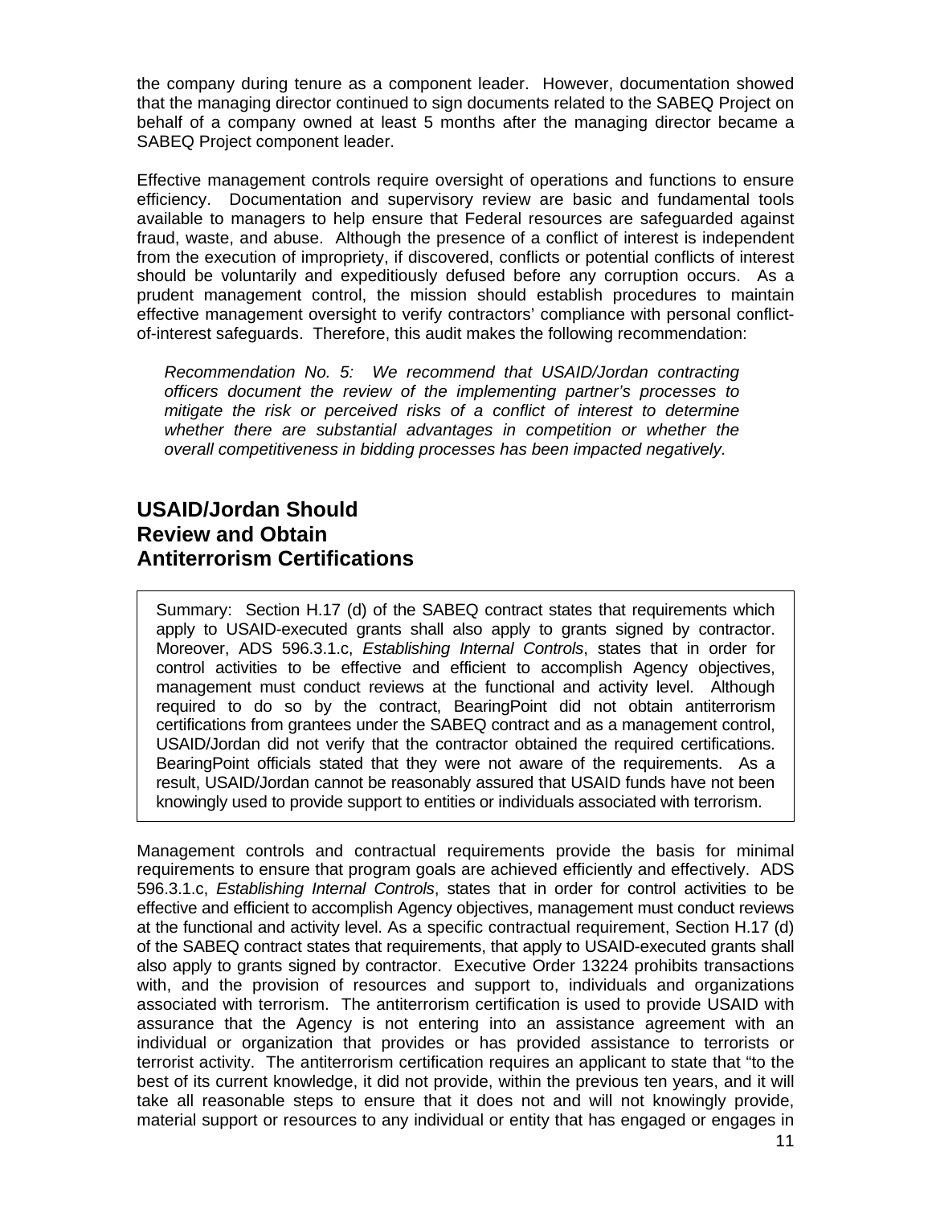the company during tenure as a component leader. However, documentation showed that the managing director continued to sign documents related to the SABEQ Project on behalf of a company owned at least 5 months after the managing director became a SABEQ Project component leader.

Effective management controls require oversight of operations and functions to ensure efficiency. Documentation and supervisory review are basic and fundamental tools available to managers to help ensure that Federal resources are safeguarded against fraud, waste, and abuse. Although the presence of a conflict of interest is independent from the execution of impropriety, if discovered, conflicts or potential conflicts of interest should be voluntarily and expeditiously defused before any corruption occurs. As a prudent management control, the mission should establish procedures to maintain effective management oversight to verify contractors' compliance with personal conflict-of-interest safeguards. Therefore, this audit makes the following recommendation:

*Recommendation No. 5: We recommend that USAID/Jordan contracting officers document the review of the implementing partner's processes to mitigate the risk or perceived risks of a conflict of interest to determine whether there are substantial advantages in competition or whether the overall competitiveness in bidding processes has been impacted negatively.*

## USAID/Jordan Should Review and Obtain Antiterrorism Certifications

Summary: Section H.17 (d) of the SABEQ contract states that requirements which apply to USAID-executed grants shall also apply to grants signed by contractor. Moreover, ADS 596.3.1.c, *Establishing Internal Controls*, states that in order for control activities to be effective and efficient to accomplish Agency objectives, management must conduct reviews at the functional and activity level. Although required to do so by the contract, BearingPoint did not obtain antiterrorism certifications from grantees under the SABEQ contract and as a management control, USAID/Jordan did not verify that the contractor obtained the required certifications. BearingPoint officials stated that they were not aware of the requirements. As a result, USAID/Jordan cannot be reasonably assured that USAID funds have not been knowingly used to provide support to entities or individuals associated with terrorism.

Management controls and contractual requirements provide the basis for minimal requirements to ensure that program goals are achieved efficiently and effectively. ADS 596.3.1.c, *Establishing Internal Controls*, states that in order for control activities to be effective and efficient to accomplish Agency objectives, management must conduct reviews at the functional and activity level. As a specific contractual requirement, Section H.17 (d) of the SABEQ contract states that requirements, that apply to USAID-executed grants shall also apply to grants signed by contractor. Executive Order 13224 prohibits transactions with, and the provision of resources and support to, individuals and organizations associated with terrorism. The antiterrorism certification is used to provide USAID with assurance that the Agency is not entering into an assistance agreement with an individual or organization that provides or has provided assistance to terrorists or terrorist activity. The antiterrorism certification requires an applicant to state that "to the best of its current knowledge, it did not provide, within the previous ten years, and it will take all reasonable steps to ensure that it does not and will not knowingly provide, material support or resources to any individual or entity that has engaged or engages in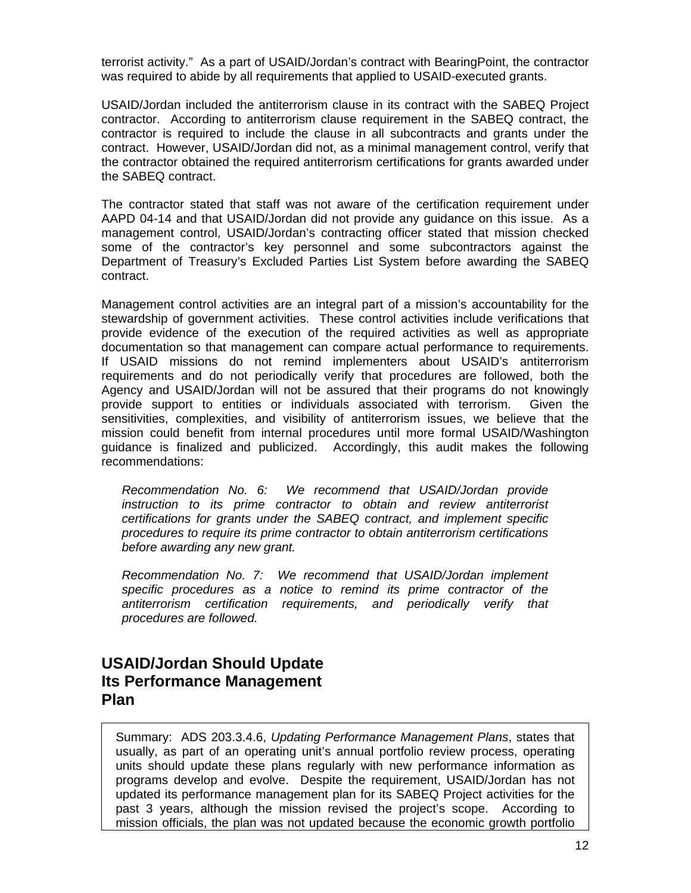terrorist activity." As a part of USAID/Jordan's contract with BearingPoint, the contractor was required to abide by all requirements that applied to USAID-executed grants.

USAID/Jordan included the antiterrorism clause in its contract with the SABEQ Project contractor. According to antiterrorism clause requirement in the SABEQ contract, the contractor is required to include the clause in all subcontracts and grants under the contract. However, USAID/Jordan did not, as a minimal management control, verify that the contractor obtained the required antiterrorism certifications for grants awarded under the SABEQ contract.

The contractor stated that staff was not aware of the certification requirement under AAPD 04-14 and that USAID/Jordan did not provide any guidance on this issue. As a management control, USAID/Jordan's contracting officer stated that mission checked some of the contractor's key personnel and some subcontractors against the Department of Treasury's Excluded Parties List System before awarding the SABEQ contract.

Management control activities are an integral part of a mission's accountability for the stewardship of government activities. These control activities include verifications that provide evidence of the execution of the required activities as well as appropriate documentation so that management can compare actual performance to requirements. If USAID missions do not remind implementers about USAID's antiterrorism requirements and do not periodically verify that procedures are followed, both the Agency and USAID/Jordan will not be assured that their programs do not knowingly provide support to entities or individuals associated with terrorism. Given the sensitivities, complexities, and visibility of antiterrorism issues, we believe that the mission could benefit from internal procedures until more formal USAID/Washington guidance is finalized and publicized. Accordingly, this audit makes the following recommendations:

> *Recommendation No. 6: We recommend that USAID/Jordan provide instruction to its prime contractor to obtain and review antiterrorist certifications for grants under the SABEQ contract, and implement specific procedures to require its prime contractor to obtain antiterrorism certifications before awarding any new grant.*
>
> *Recommendation No. 7: We recommend that USAID/Jordan implement specific procedures as a notice to remind its prime contractor of the antiterrorism certification requirements, and periodically verify that procedures are followed.*

## USAID/Jordan Should Update Its Performance Management Plan

> Summary: ADS 203.3.4.6, *Updating Performance Management Plans*, states that usually, as part of an operating unit's annual portfolio review process, operating units should update these plans regularly with new performance information as programs develop and evolve. Despite the requirement, USAID/Jordan has not updated its performance management plan for its SABEQ Project activities for the past 3 years, although the mission revised the project's scope. According to mission officials, the plan was not updated because the economic growth portfolio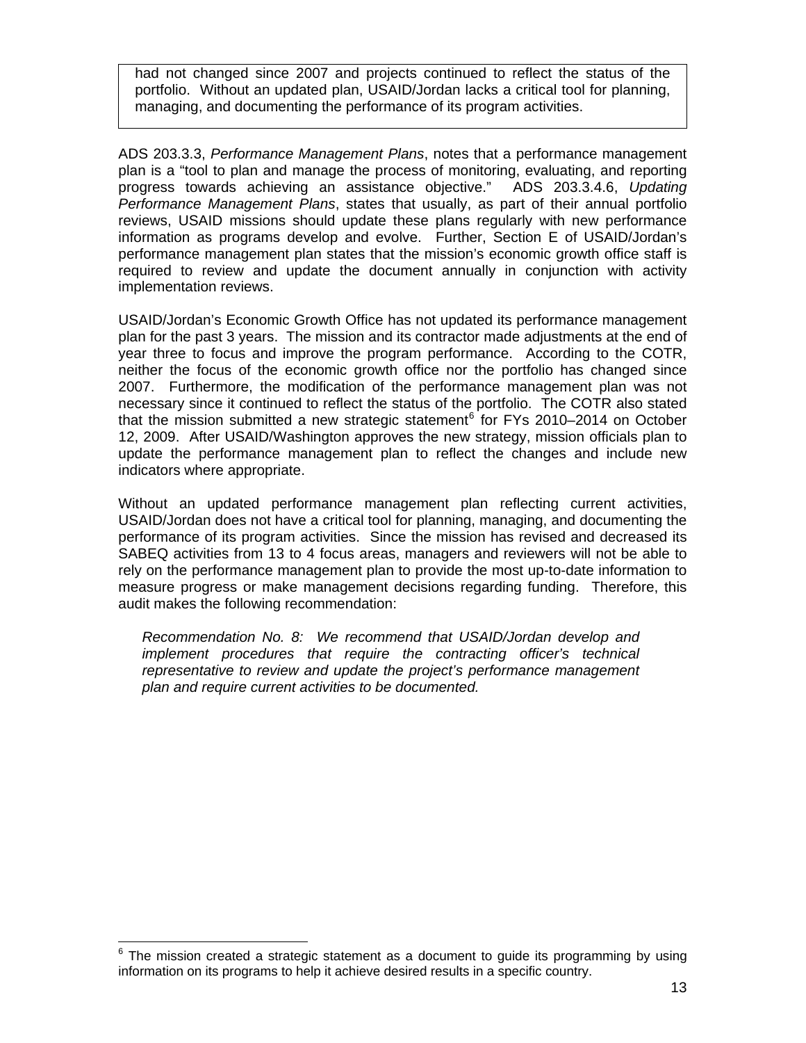had not changed since 2007 and projects continued to reflect the status of the portfolio. Without an updated plan, USAID/Jordan lacks a critical tool for planning, managing, and documenting the performance of its program activities.

ADS 203.3.3, *Performance Management Plans*, notes that a performance management plan is a "tool to plan and manage the process of monitoring, evaluating, and reporting progress towards achieving an assistance objective." ADS 203.3.4.6, *Updating Performance Management Plans*, states that usually, as part of their annual portfolio reviews, USAID missions should update these plans regularly with new performance information as programs develop and evolve. Further, Section E of USAID/Jordan's performance management plan states that the mission's economic growth office staff is required to review and update the document annually in conjunction with activity implementation reviews.

USAID/Jordan's Economic Growth Office has not updated its performance management plan for the past 3 years. The mission and its contractor made adjustments at the end of year three to focus and improve the program performance. According to the COTR, neither the focus of the economic growth office nor the portfolio has changed since 2007. Furthermore, the modification of the performance management plan was not necessary since it continued to reflect the status of the portfolio. The COTR also stated that the mission submitted a new strategic statement[6] for FYs 2010–2014 on October 12, 2009. After USAID/Washington approves the new strategy, mission officials plan to update the performance management plan to reflect the changes and include new indicators where appropriate.

Without an updated performance management plan reflecting current activities, USAID/Jordan does not have a critical tool for planning, managing, and documenting the performance of its program activities. Since the mission has revised and decreased its SABEQ activities from 13 to 4 focus areas, managers and reviewers will not be able to rely on the performance management plan to provide the most up-to-date information to measure progress or make management decisions regarding funding. Therefore, this audit makes the following recommendation:

*Recommendation No. 8: We recommend that USAID/Jordan develop and implement procedures that require the contracting officer's technical representative to review and update the project's performance management plan and require current activities to be documented.*

---

[6] The mission created a strategic statement as a document to guide its programming by using information on its programs to help it achieve desired results in a specific country.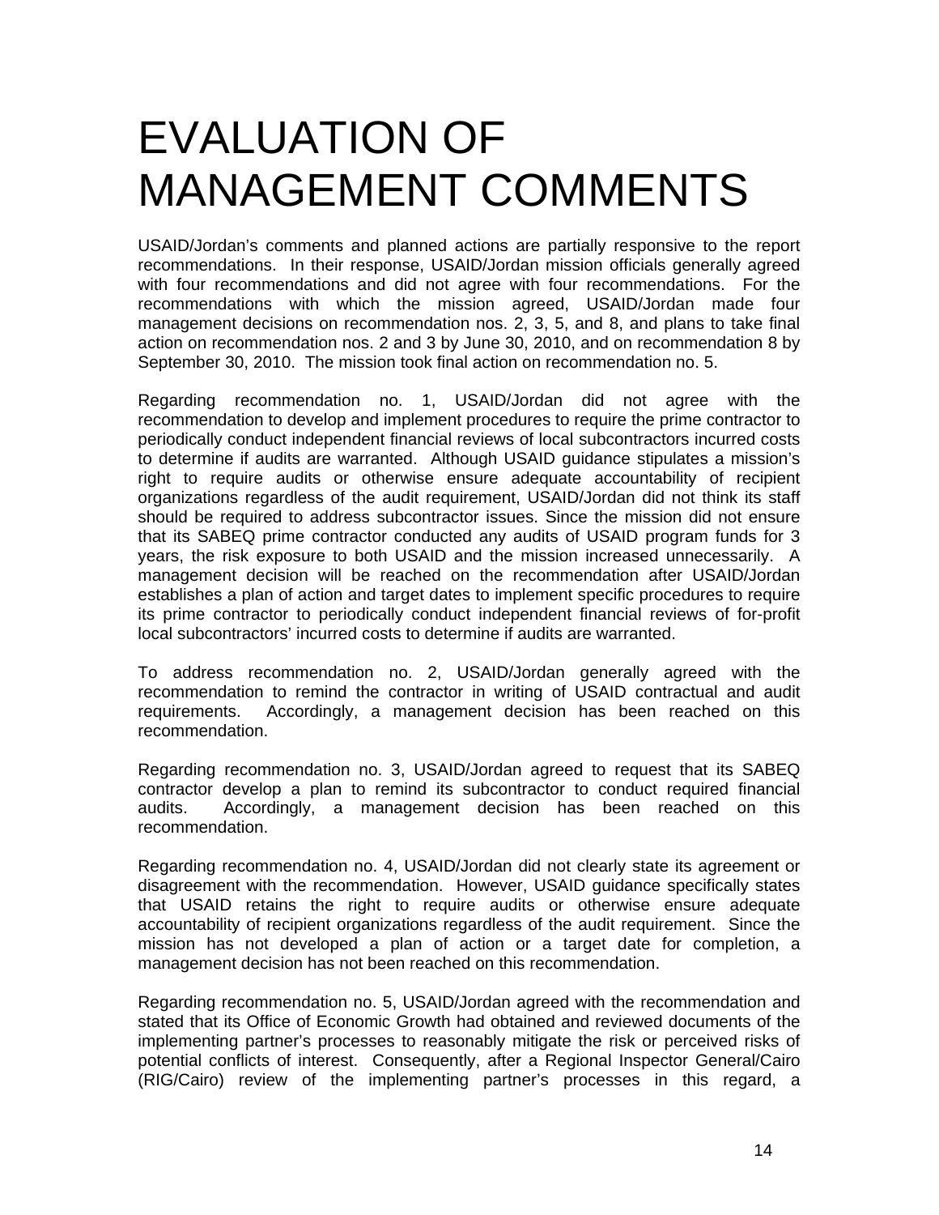# EVALUATION OF MANAGEMENT COMMENTS

USAID/Jordan's comments and planned actions are partially responsive to the report recommendations. In their response, USAID/Jordan mission officials generally agreed with four recommendations and did not agree with four recommendations. For the recommendations with which the mission agreed, USAID/Jordan made four management decisions on recommendation nos. 2, 3, 5, and 8, and plans to take final action on recommendation nos. 2 and 3 by June 30, 2010, and on recommendation 8 by September 30, 2010. The mission took final action on recommendation no. 5.

Regarding recommendation no. 1, USAID/Jordan did not agree with the recommendation to develop and implement procedures to require the prime contractor to periodically conduct independent financial reviews of local subcontractors incurred costs to determine if audits are warranted. Although USAID guidance stipulates a mission's right to require audits or otherwise ensure adequate accountability of recipient organizations regardless of the audit requirement, USAID/Jordan did not think its staff should be required to address subcontractor issues. Since the mission did not ensure that its SABEQ prime contractor conducted any audits of USAID program funds for 3 years, the risk exposure to both USAID and the mission increased unnecessarily. A management decision will be reached on the recommendation after USAID/Jordan establishes a plan of action and target dates to implement specific procedures to require its prime contractor to periodically conduct independent financial reviews of for-profit local subcontractors' incurred costs to determine if audits are warranted.

To address recommendation no. 2, USAID/Jordan generally agreed with the recommendation to remind the contractor in writing of USAID contractual and audit requirements. Accordingly, a management decision has been reached on this recommendation.

Regarding recommendation no. 3, USAID/Jordan agreed to request that its SABEQ contractor develop a plan to remind its subcontractor to conduct required financial audits. Accordingly, a management decision has been reached on this recommendation.

Regarding recommendation no. 4, USAID/Jordan did not clearly state its agreement or disagreement with the recommendation. However, USAID guidance specifically states that USAID retains the right to require audits or otherwise ensure adequate accountability of recipient organizations regardless of the audit requirement. Since the mission has not developed a plan of action or a target date for completion, a management decision has not been reached on this recommendation.

Regarding recommendation no. 5, USAID/Jordan agreed with the recommendation and stated that its Office of Economic Growth had obtained and reviewed documents of the implementing partner's processes to reasonably mitigate the risk or perceived risks of potential conflicts of interest. Consequently, after a Regional Inspector General/Cairo (RIG/Cairo) review of the implementing partner's processes in this regard, a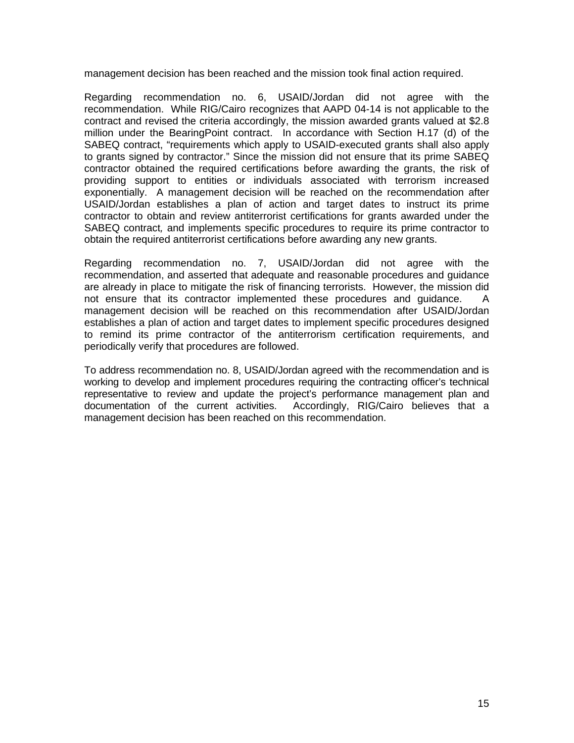management decision has been reached and the mission took final action required.

Regarding recommendation no. 6, USAID/Jordan did not agree with the recommendation. While RIG/Cairo recognizes that AAPD 04-14 is not applicable to the contract and revised the criteria accordingly, the mission awarded grants valued at $2.8 million under the BearingPoint contract. In accordance with Section H.17 (d) of the SABEQ contract, "requirements which apply to USAID-executed grants shall also apply to grants signed by contractor." Since the mission did not ensure that its prime SABEQ contractor obtained the required certifications before awarding the grants, the risk of providing support to entities or individuals associated with terrorism increased exponentially. A management decision will be reached on the recommendation after USAID/Jordan establishes a plan of action and target dates to instruct its prime contractor to obtain and review antiterrorist certifications for grants awarded under the SABEQ contract, and implements specific procedures to require its prime contractor to obtain the required antiterrorist certifications before awarding any new grants.

Regarding recommendation no. 7, USAID/Jordan did not agree with the recommendation, and asserted that adequate and reasonable procedures and guidance are already in place to mitigate the risk of financing terrorists. However, the mission did not ensure that its contractor implemented these procedures and guidance. A management decision will be reached on this recommendation after USAID/Jordan establishes a plan of action and target dates to implement specific procedures designed to remind its prime contractor of the antiterrorism certification requirements, and periodically verify that procedures are followed.

To address recommendation no. 8, USAID/Jordan agreed with the recommendation and is working to develop and implement procedures requiring the contracting officer's technical representative to review and update the project's performance management plan and documentation of the current activities. Accordingly, RIG/Cairo believes that a management decision has been reached on this recommendation.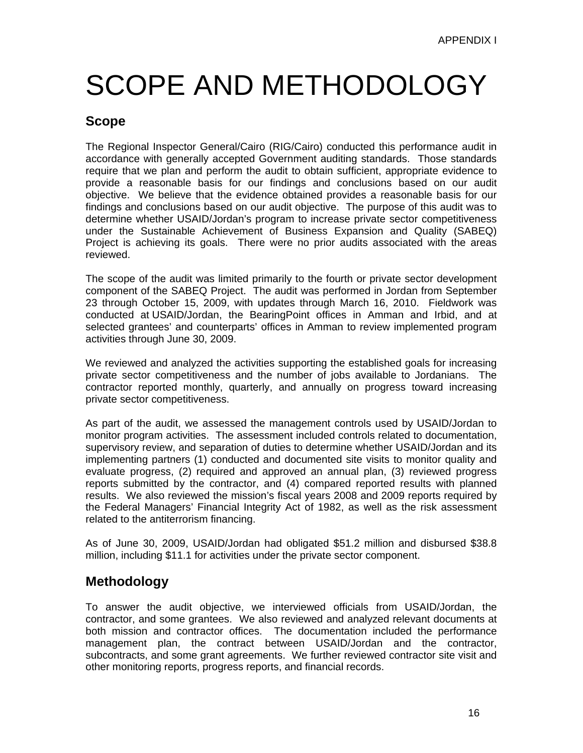APPENDIX I

# SCOPE AND METHODOLOGY

## Scope

The Regional Inspector General/Cairo (RIG/Cairo) conducted this performance audit in accordance with generally accepted Government auditing standards. Those standards require that we plan and perform the audit to obtain sufficient, appropriate evidence to provide a reasonable basis for our findings and conclusions based on our audit objective. We believe that the evidence obtained provides a reasonable basis for our findings and conclusions based on our audit objective. The purpose of this audit was to determine whether USAID/Jordan's program to increase private sector competitiveness under the Sustainable Achievement of Business Expansion and Quality (SABEQ) Project is achieving its goals. There were no prior audits associated with the areas reviewed.

The scope of the audit was limited primarily to the fourth or private sector development component of the SABEQ Project. The audit was performed in Jordan from September 23 through October 15, 2009, with updates through March 16, 2010. Fieldwork was conducted at USAID/Jordan, the BearingPoint offices in Amman and Irbid, and at selected grantees' and counterparts' offices in Amman to review implemented program activities through June 30, 2009.

We reviewed and analyzed the activities supporting the established goals for increasing private sector competitiveness and the number of jobs available to Jordanians. The contractor reported monthly, quarterly, and annually on progress toward increasing private sector competitiveness.

As part of the audit, we assessed the management controls used by USAID/Jordan to monitor program activities. The assessment included controls related to documentation, supervisory review, and separation of duties to determine whether USAID/Jordan and its implementing partners (1) conducted and documented site visits to monitor quality and evaluate progress, (2) required and approved an annual plan, (3) reviewed progress reports submitted by the contractor, and (4) compared reported results with planned results. We also reviewed the mission's fiscal years 2008 and 2009 reports required by the Federal Managers' Financial Integrity Act of 1982, as well as the risk assessment related to the antiterrorism financing.

As of June 30, 2009, USAID/Jordan had obligated $51.2 million and disbursed $38.8 million, including $11.1 for activities under the private sector component.

## Methodology

To answer the audit objective, we interviewed officials from USAID/Jordan, the contractor, and some grantees. We also reviewed and analyzed relevant documents at both mission and contractor offices. The documentation included the performance management plan, the contract between USAID/Jordan and the contractor, subcontracts, and some grant agreements. We further reviewed contractor site visit and other monitoring reports, progress reports, and financial records.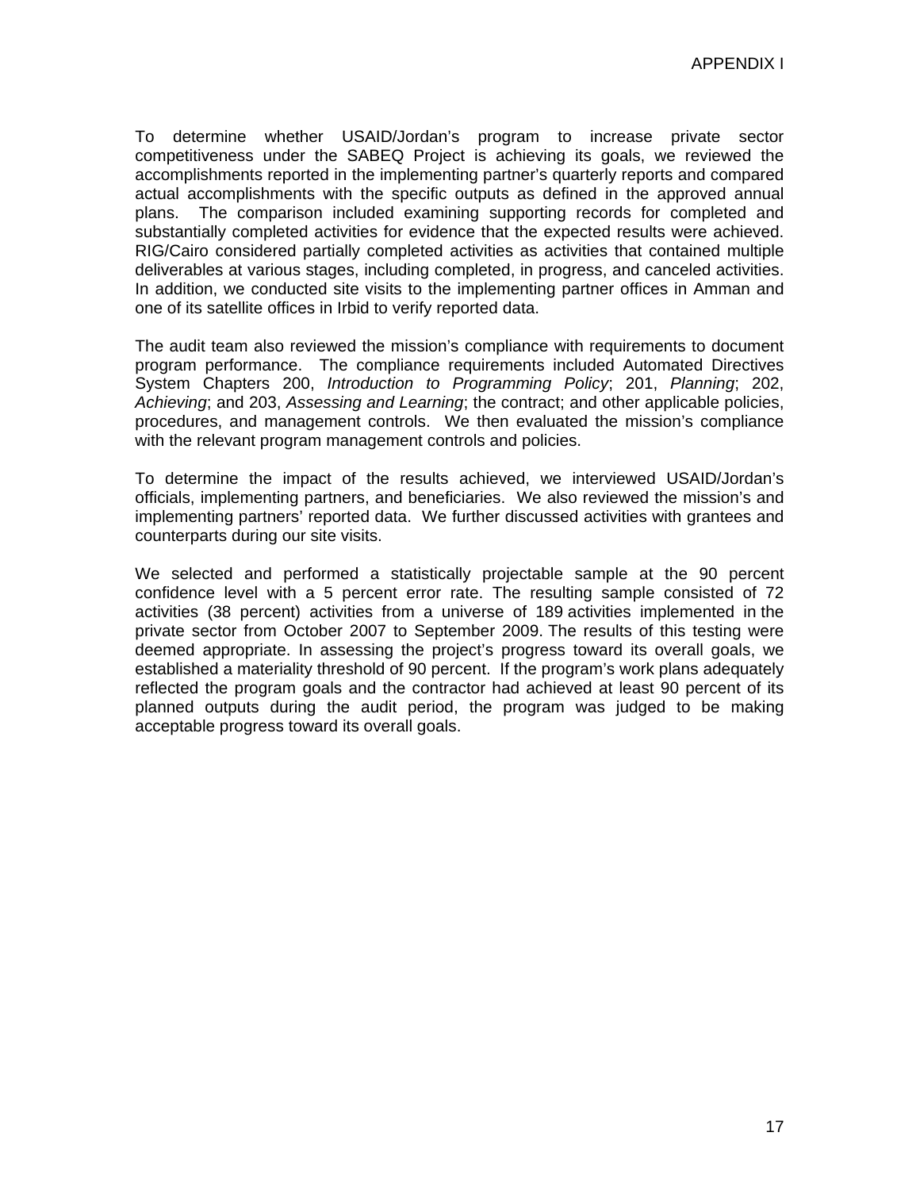To determine whether USAID/Jordan's program to increase private sector competitiveness under the SABEQ Project is achieving its goals, we reviewed the accomplishments reported in the implementing partner's quarterly reports and compared actual accomplishments with the specific outputs as defined in the approved annual plans. The comparison included examining supporting records for completed and substantially completed activities for evidence that the expected results were achieved. RIG/Cairo considered partially completed activities as activities that contained multiple deliverables at various stages, including completed, in progress, and canceled activities. In addition, we conducted site visits to the implementing partner offices in Amman and one of its satellite offices in Irbid to verify reported data.

The audit team also reviewed the mission's compliance with requirements to document program performance. The compliance requirements included Automated Directives System Chapters 200, *Introduction to Programming Policy*; 201, *Planning*; 202, *Achieving*; and 203, *Assessing and Learning*; the contract; and other applicable policies, procedures, and management controls. We then evaluated the mission's compliance with the relevant program management controls and policies.

To determine the impact of the results achieved, we interviewed USAID/Jordan's officials, implementing partners, and beneficiaries. We also reviewed the mission's and implementing partners' reported data. We further discussed activities with grantees and counterparts during our site visits.

We selected and performed a statistically projectable sample at the 90 percent confidence level with a 5 percent error rate. The resulting sample consisted of 72 activities (38 percent) activities from a universe of 189 activities implemented in the private sector from October 2007 to September 2009. The results of this testing were deemed appropriate. In assessing the project's progress toward its overall goals, we established a materiality threshold of 90 percent. If the program's work plans adequately reflected the program goals and the contractor had achieved at least 90 percent of its planned outputs during the audit period, the program was judged to be making acceptable progress toward its overall goals.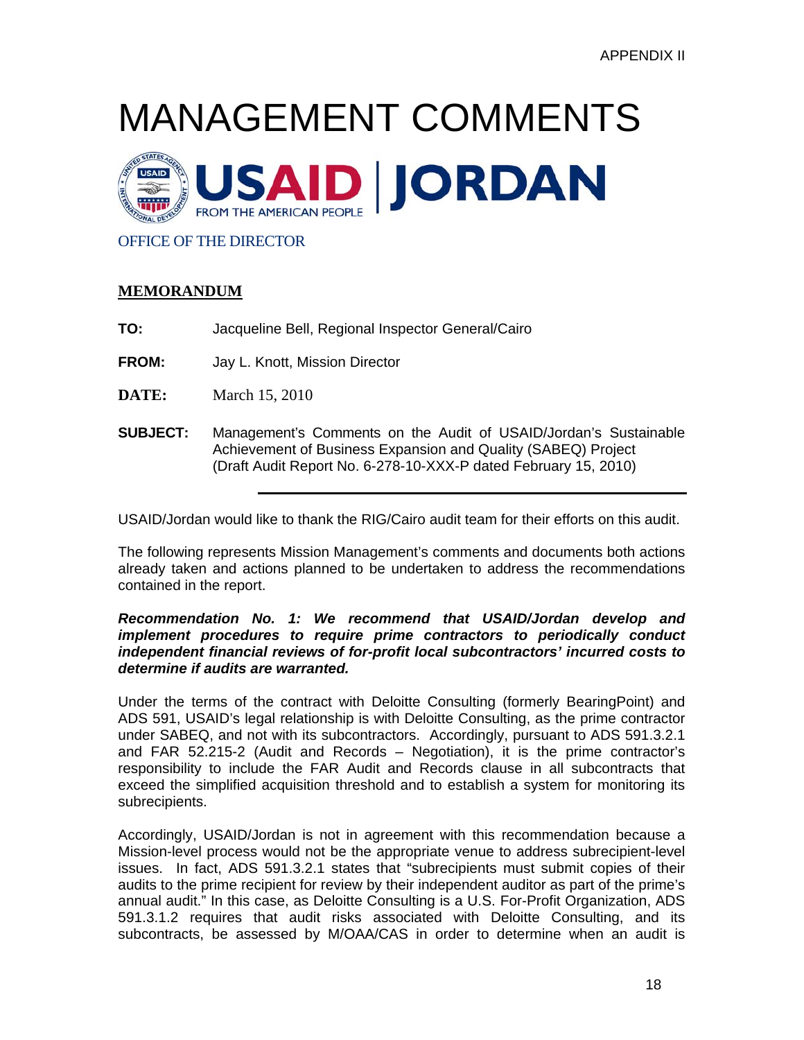APPENDIX II

# MANAGEMENT COMMENTS

USAID | JORDAN
FROM THE AMERICAN PEOPLE

OFFICE OF THE DIRECTOR

**MEMORANDUM**

**TO:** Jacqueline Bell, Regional Inspector General/Cairo

**FROM:** Jay L. Knott, Mission Director

**DATE:** March 15, 2010

**SUBJECT:** Management's Comments on the Audit of USAID/Jordan's Sustainable Achievement of Business Expansion and Quality (SABEQ) Project (Draft Audit Report No. 6-278-10-XXX-P dated February 15, 2010)

---

USAID/Jordan would like to thank the RIG/Cairo audit team for their efforts on this audit.

The following represents Mission Management's comments and documents both actions already taken and actions planned to be undertaken to address the recommendations contained in the report.

***Recommendation No. 1: We recommend that USAID/Jordan develop and implement procedures to require prime contractors to periodically conduct independent financial reviews of for-profit local subcontractors' incurred costs to determine if audits are warranted.***

Under the terms of the contract with Deloitte Consulting (formerly BearingPoint) and ADS 591, USAID's legal relationship is with Deloitte Consulting, as the prime contractor under SABEQ, and not with its subcontractors. Accordingly, pursuant to ADS 591.3.2.1 and FAR 52.215-2 (Audit and Records – Negotiation), it is the prime contractor's responsibility to include the FAR Audit and Records clause in all subcontracts that exceed the simplified acquisition threshold and to establish a system for monitoring its subrecipients.

Accordingly, USAID/Jordan is not in agreement with this recommendation because a Mission-level process would not be the appropriate venue to address subrecipient-level issues. In fact, ADS 591.3.2.1 states that "subrecipients must submit copies of their audits to the prime recipient for review by their independent auditor as part of the prime's annual audit." In this case, as Deloitte Consulting is a U.S. For-Profit Organization, ADS 591.3.1.2 requires that audit risks associated with Deloitte Consulting, and its subcontracts, be assessed by M/OAA/CAS in order to determine when an audit is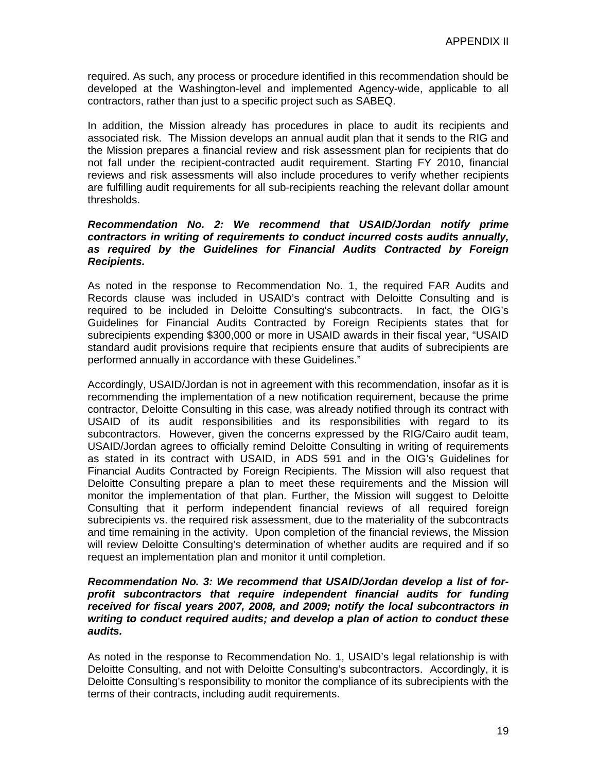required. As such, any process or procedure identified in this recommendation should be developed at the Washington-level and implemented Agency-wide, applicable to all contractors, rather than just to a specific project such as SABEQ.

In addition, the Mission already has procedures in place to audit its recipients and associated risk. The Mission develops an annual audit plan that it sends to the RIG and the Mission prepares a financial review and risk assessment plan for recipients that do not fall under the recipient-contracted audit requirement. Starting FY 2010, financial reviews and risk assessments will also include procedures to verify whether recipients are fulfilling audit requirements for all sub-recipients reaching the relevant dollar amount thresholds.

***Recommendation No. 2: We recommend that USAID/Jordan notify prime contractors in writing of requirements to conduct incurred costs audits annually, as required by the Guidelines for Financial Audits Contracted by Foreign Recipients.***

As noted in the response to Recommendation No. 1, the required FAR Audits and Records clause was included in USAID's contract with Deloitte Consulting and is required to be included in Deloitte Consulting's subcontracts. In fact, the OIG's Guidelines for Financial Audits Contracted by Foreign Recipients states that for subrecipients expending $300,000 or more in USAID awards in their fiscal year, "USAID standard audit provisions require that recipients ensure that audits of subrecipients are performed annually in accordance with these Guidelines."

Accordingly, USAID/Jordan is not in agreement with this recommendation, insofar as it is recommending the implementation of a new notification requirement, because the prime contractor, Deloitte Consulting in this case, was already notified through its contract with USAID of its audit responsibilities and its responsibilities with regard to its subcontractors. However, given the concerns expressed by the RIG/Cairo audit team, USAID/Jordan agrees to officially remind Deloitte Consulting in writing of requirements as stated in its contract with USAID, in ADS 591 and in the OIG's Guidelines for Financial Audits Contracted by Foreign Recipients. The Mission will also request that Deloitte Consulting prepare a plan to meet these requirements and the Mission will monitor the implementation of that plan. Further, the Mission will suggest to Deloitte Consulting that it perform independent financial reviews of all required foreign subrecipients vs. the required risk assessment, due to the materiality of the subcontracts and time remaining in the activity. Upon completion of the financial reviews, the Mission will review Deloitte Consulting's determination of whether audits are required and if so request an implementation plan and monitor it until completion.

***Recommendation No. 3: We recommend that USAID/Jordan develop a list of for-profit subcontractors that require independent financial audits for funding received for fiscal years 2007, 2008, and 2009; notify the local subcontractors in writing to conduct required audits; and develop a plan of action to conduct these audits.***

As noted in the response to Recommendation No. 1, USAID's legal relationship is with Deloitte Consulting, and not with Deloitte Consulting's subcontractors. Accordingly, it is Deloitte Consulting's responsibility to monitor the compliance of its subrecipients with the terms of their contracts, including audit requirements.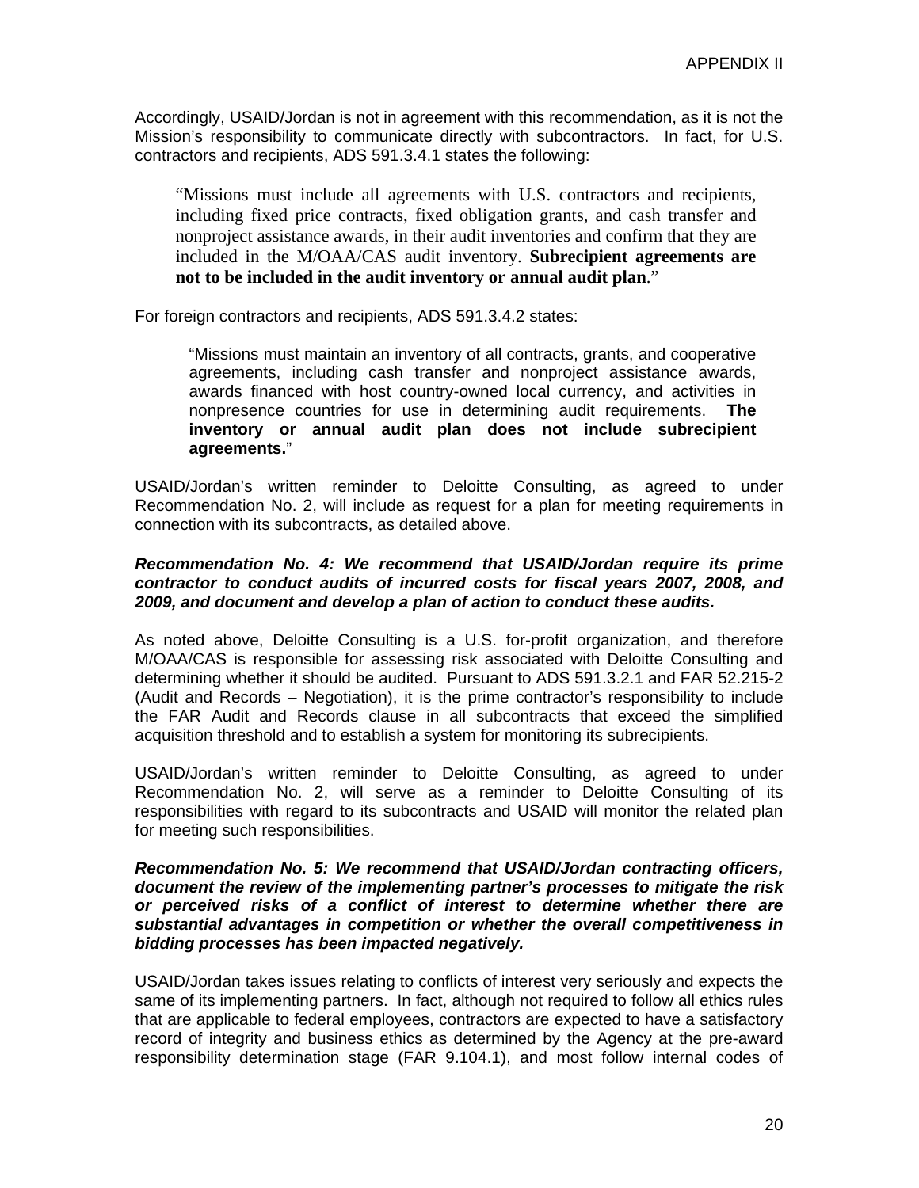Accordingly, USAID/Jordan is not in agreement with this recommendation, as it is not the Mission's responsibility to communicate directly with subcontractors. In fact, for U.S. contractors and recipients, ADS 591.3.4.1 states the following:

> "Missions must include all agreements with U.S. contractors and recipients, including fixed price contracts, fixed obligation grants, and cash transfer and nonproject assistance awards, in their audit inventories and confirm that they are included in the M/OAA/CAS audit inventory. **Subrecipient agreements are not to be included in the audit inventory or annual audit plan**."

For foreign contractors and recipients, ADS 591.3.4.2 states:

> "Missions must maintain an inventory of all contracts, grants, and cooperative agreements, including cash transfer and nonproject assistance awards, awards financed with host country-owned local currency, and activities in nonpresence countries for use in determining audit requirements. **The inventory or annual audit plan does not include subrecipient agreements.**"

USAID/Jordan's written reminder to Deloitte Consulting, as agreed to under Recommendation No. 2, will include as request for a plan for meeting requirements in connection with its subcontracts, as detailed above.

***Recommendation No. 4: We recommend that USAID/Jordan require its prime contractor to conduct audits of incurred costs for fiscal years 2007, 2008, and 2009, and document and develop a plan of action to conduct these audits.***

As noted above, Deloitte Consulting is a U.S. for-profit organization, and therefore M/OAA/CAS is responsible for assessing risk associated with Deloitte Consulting and determining whether it should be audited. Pursuant to ADS 591.3.2.1 and FAR 52.215-2 (Audit and Records – Negotiation), it is the prime contractor's responsibility to include the FAR Audit and Records clause in all subcontracts that exceed the simplified acquisition threshold and to establish a system for monitoring its subrecipients.

USAID/Jordan's written reminder to Deloitte Consulting, as agreed to under Recommendation No. 2, will serve as a reminder to Deloitte Consulting of its responsibilities with regard to its subcontracts and USAID will monitor the related plan for meeting such responsibilities.

***Recommendation No. 5: We recommend that USAID/Jordan contracting officers, document the review of the implementing partner's processes to mitigate the risk or perceived risks of a conflict of interest to determine whether there are substantial advantages in competition or whether the overall competitiveness in bidding processes has been impacted negatively.***

USAID/Jordan takes issues relating to conflicts of interest very seriously and expects the same of its implementing partners. In fact, although not required to follow all ethics rules that are applicable to federal employees, contractors are expected to have a satisfactory record of integrity and business ethics as determined by the Agency at the pre-award responsibility determination stage (FAR 9.104.1), and most follow internal codes of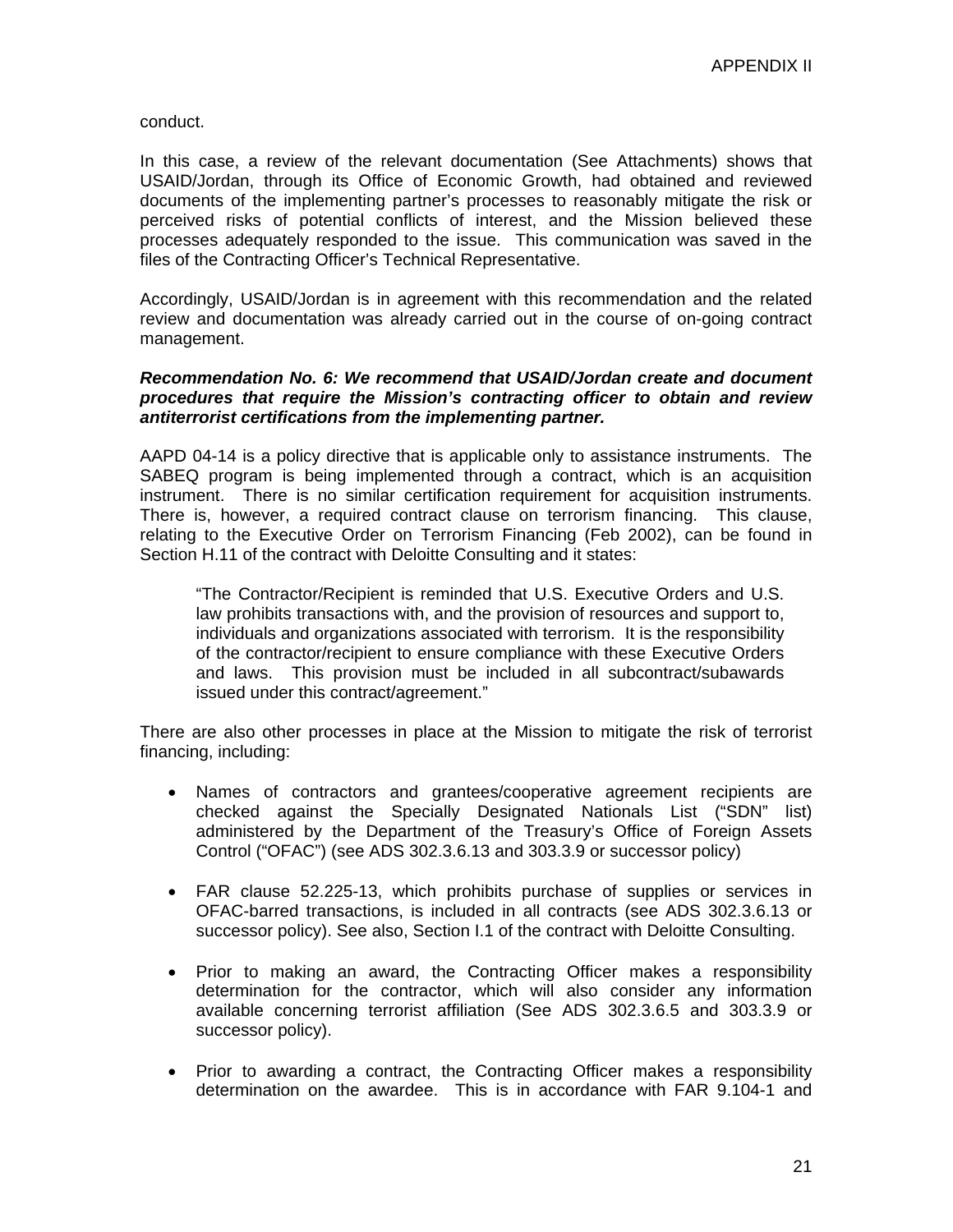conduct.

In this case, a review of the relevant documentation (See Attachments) shows that USAID/Jordan, through its Office of Economic Growth, had obtained and reviewed documents of the implementing partner's processes to reasonably mitigate the risk or perceived risks of potential conflicts of interest, and the Mission believed these processes adequately responded to the issue. This communication was saved in the files of the Contracting Officer's Technical Representative.

Accordingly, USAID/Jordan is in agreement with this recommendation and the related review and documentation was already carried out in the course of on-going contract management.

***Recommendation No. 6: We recommend that USAID/Jordan create and document procedures that require the Mission's contracting officer to obtain and review antiterrorist certifications from the implementing partner.***

AAPD 04-14 is a policy directive that is applicable only to assistance instruments. The SABEQ program is being implemented through a contract, which is an acquisition instrument. There is no similar certification requirement for acquisition instruments. There is, however, a required contract clause on terrorism financing. This clause, relating to the Executive Order on Terrorism Financing (Feb 2002), can be found in Section H.11 of the contract with Deloitte Consulting and it states:

> "The Contractor/Recipient is reminded that U.S. Executive Orders and U.S. law prohibits transactions with, and the provision of resources and support to, individuals and organizations associated with terrorism. It is the responsibility of the contractor/recipient to ensure compliance with these Executive Orders and laws. This provision must be included in all subcontract/subawards issued under this contract/agreement."

There are also other processes in place at the Mission to mitigate the risk of terrorist financing, including:

- Names of contractors and grantees/cooperative agreement recipients are checked against the Specially Designated Nationals List ("SDN" list) administered by the Department of the Treasury's Office of Foreign Assets Control ("OFAC") (see ADS 302.3.6.13 and 303.3.9 or successor policy)

- FAR clause 52.225-13, which prohibits purchase of supplies or services in OFAC-barred transactions, is included in all contracts (see ADS 302.3.6.13 or successor policy). See also, Section I.1 of the contract with Deloitte Consulting.

- Prior to making an award, the Contracting Officer makes a responsibility determination for the contractor, which will also consider any information available concerning terrorist affiliation (See ADS 302.3.6.5 and 303.3.9 or successor policy).

- Prior to awarding a contract, the Contracting Officer makes a responsibility determination on the awardee. This is in accordance with FAR 9.104-1 and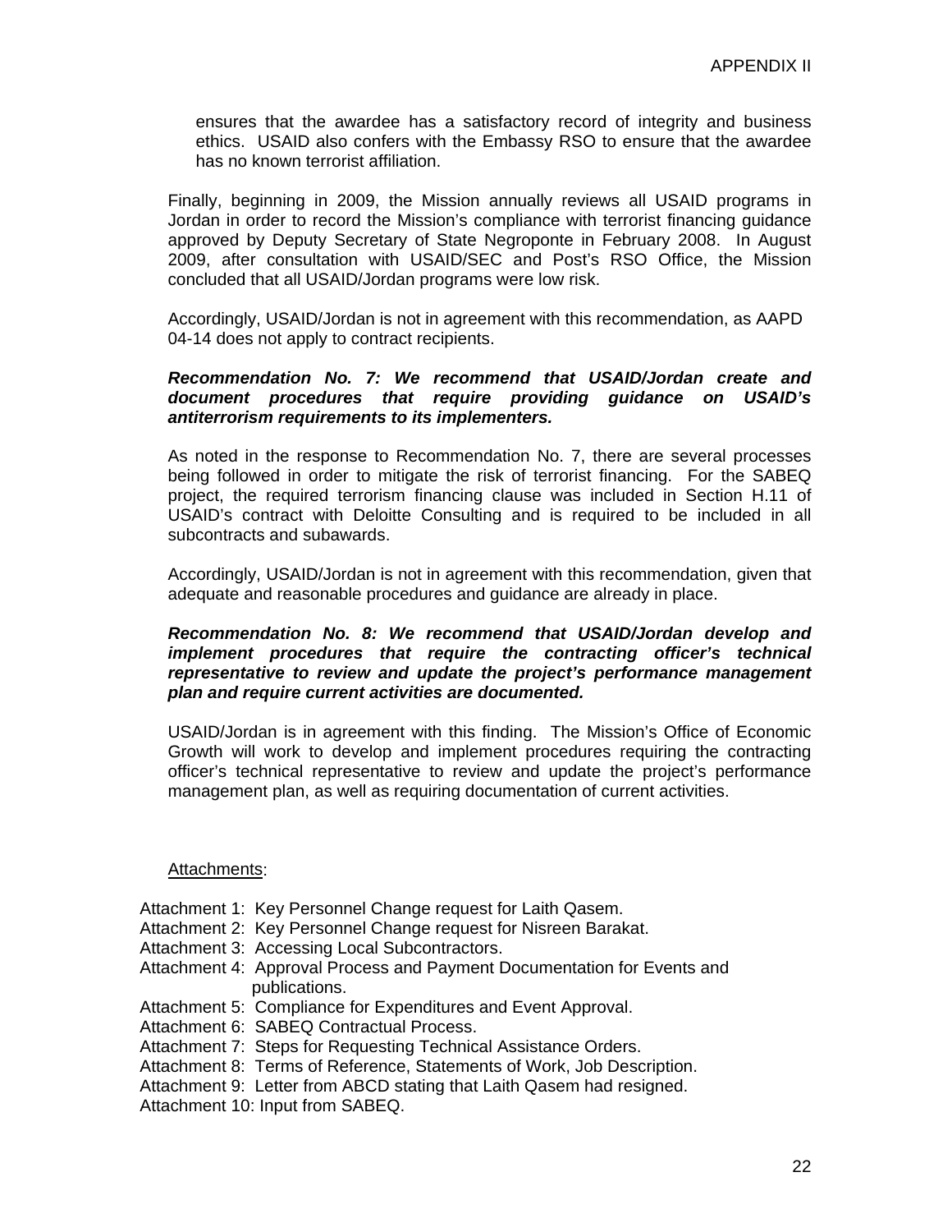ensures that the awardee has a satisfactory record of integrity and business ethics. USAID also confers with the Embassy RSO to ensure that the awardee has no known terrorist affiliation.

Finally, beginning in 2009, the Mission annually reviews all USAID programs in Jordan in order to record the Mission's compliance with terrorist financing guidance approved by Deputy Secretary of State Negroponte in February 2008. In August 2009, after consultation with USAID/SEC and Post's RSO Office, the Mission concluded that all USAID/Jordan programs were low risk.

Accordingly, USAID/Jordan is not in agreement with this recommendation, as AAPD 04-14 does not apply to contract recipients.

***Recommendation No. 7: We recommend that USAID/Jordan create and document procedures that require providing guidance on USAID's antiterrorism requirements to its implementers.***

As noted in the response to Recommendation No. 7, there are several processes being followed in order to mitigate the risk of terrorist financing. For the SABEQ project, the required terrorism financing clause was included in Section H.11 of USAID's contract with Deloitte Consulting and is required to be included in all subcontracts and subawards.

Accordingly, USAID/Jordan is not in agreement with this recommendation, given that adequate and reasonable procedures and guidance are already in place.

***Recommendation No. 8: We recommend that USAID/Jordan develop and implement procedures that require the contracting officer's technical representative to review and update the project's performance management plan and require current activities are documented.***

USAID/Jordan is in agreement with this finding. The Mission's Office of Economic Growth will work to develop and implement procedures requiring the contracting officer's technical representative to review and update the project's performance management plan, as well as requiring documentation of current activities.

Attachments:

Attachment 1: Key Personnel Change request for Laith Qasem.
Attachment 2: Key Personnel Change request for Nisreen Barakat.
Attachment 3: Accessing Local Subcontractors.
Attachment 4: Approval Process and Payment Documentation for Events and publications.
Attachment 5: Compliance for Expenditures and Event Approval.
Attachment 6: SABEQ Contractual Process.
Attachment 7: Steps for Requesting Technical Assistance Orders.
Attachment 8: Terms of Reference, Statements of Work, Job Description.
Attachment 9: Letter from ABCD stating that Laith Qasem had resigned.
Attachment 10: Input from SABEQ.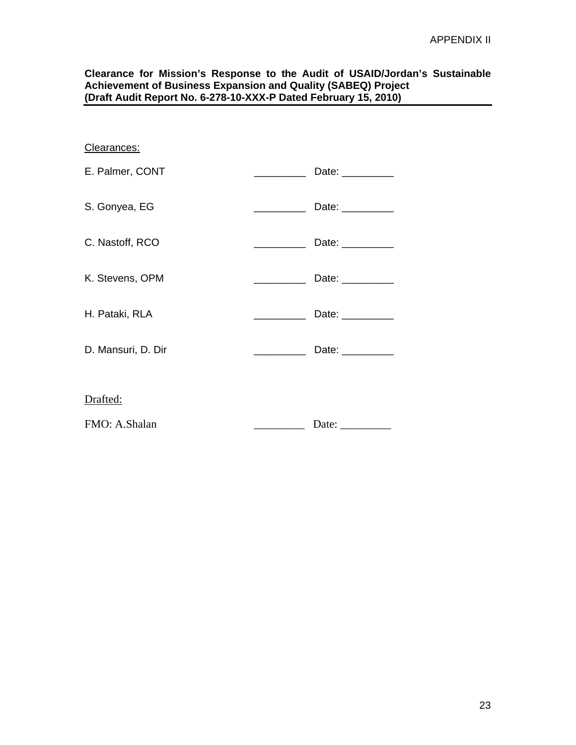APPENDIX II

**Clearance for Mission's Response to the Audit of USAID/Jordan's Sustainable Achievement of Business Expansion and Quality (SABEQ) Project (Draft Audit Report No. 6-278-10-XXX-P Dated February 15, 2010)**

---

Clearances:

E. Palmer, CONT _________ Date: _________

S. Gonyea, EG _________ Date: _________

C. Nastoff, RCO _________ Date: _________

K. Stevens, OPM _________ Date: _________

H. Pataki, RLA _________ Date: _________

D. Mansuri, D. Dir _________ Date: _________

Drafted:

FMO: A.Shalan _________ Date: _________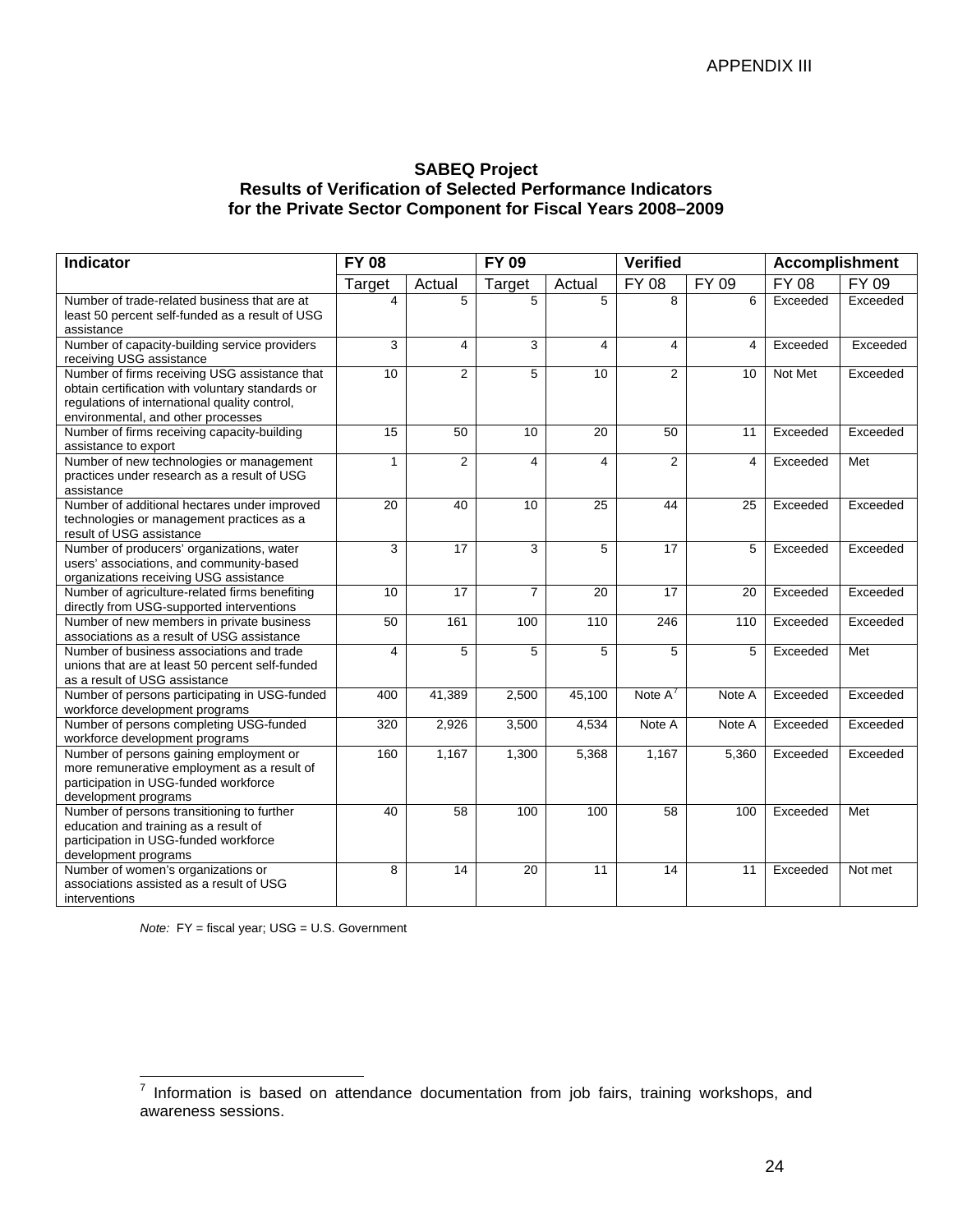APPENDIX III

## SABEQ Project
## Results of Verification of Selected Performance Indicators for the Private Sector Component for Fiscal Years 2008–2009

| Indicator | FY 08 | | FY 09 | | Verified | | Accomplishment | |
|---|---|---|---|---|---|---|---|---|
| | Target | Actual | Target | Actual | FY 08 | FY 09 | FY 08 | FY 09 |
| Number of trade-related business that are at least 50 percent self-funded as a result of USG assistance | 4 | 5 | 5 | 5 | 8 | 6 | Exceeded | Exceeded |
| Number of capacity-building service providers receiving USG assistance | 3 | 4 | 3 | 4 | 4 | 4 | Exceeded | Exceeded |
| Number of firms receiving USG assistance that obtain certification with voluntary standards or regulations of international quality control, environmental, and other processes | 10 | 2 | 5 | 10 | 2 | 10 | Not Met | Exceeded |
| Number of firms receiving capacity-building assistance to export | 15 | 50 | 10 | 20 | 50 | 11 | Exceeded | Exceeded |
| Number of new technologies or management practices under research as a result of USG assistance | 1 | 2 | 4 | 4 | 2 | 4 | Exceeded | Met |
| Number of additional hectares under improved technologies or management practices as a result of USG assistance | 20 | 40 | 10 | 25 | 44 | 25 | Exceeded | Exceeded |
| Number of producers' organizations, water users' associations, and community-based organizations receiving USG assistance | 3 | 17 | 3 | 5 | 17 | 5 | Exceeded | Exceeded |
| Number of agriculture-related firms benefiting directly from USG-supported interventions | 10 | 17 | 7 | 20 | 17 | 20 | Exceeded | Exceeded |
| Number of new members in private business associations as a result of USG assistance | 50 | 161 | 100 | 110 | 246 | 110 | Exceeded | Exceeded |
| Number of business associations and trade unions that are at least 50 percent self-funded as a result of USG assistance | 4 | 5 | 5 | 5 | 5 | 5 | Exceeded | Met |
| Number of persons participating in USG-funded workforce development programs | 400 | 41,389 | 2,500 | 45,100 | Note A[7] | Note A | Exceeded | Exceeded |
| Number of persons completing USG-funded workforce development programs | 320 | 2,926 | 3,500 | 4,534 | Note A | Note A | Exceeded | Exceeded |
| Number of persons gaining employment or more remunerative employment as a result of participation in USG-funded workforce development programs | 160 | 1,167 | 1,300 | 5,368 | 1,167 | 5,360 | Exceeded | Exceeded |
| Number of persons transitioning to further education and training as a result of participation in USG-funded workforce development programs | 40 | 58 | 100 | 100 | 58 | 100 | Exceeded | Met |
| Number of women's organizations or associations assisted as a result of USG interventions | 8 | 14 | 20 | 11 | 14 | 11 | Exceeded | Not met |

*Note:* FY = fiscal year; USG = U.S. Government

[7] Information is based on attendance documentation from job fairs, training workshops, and awareness sessions.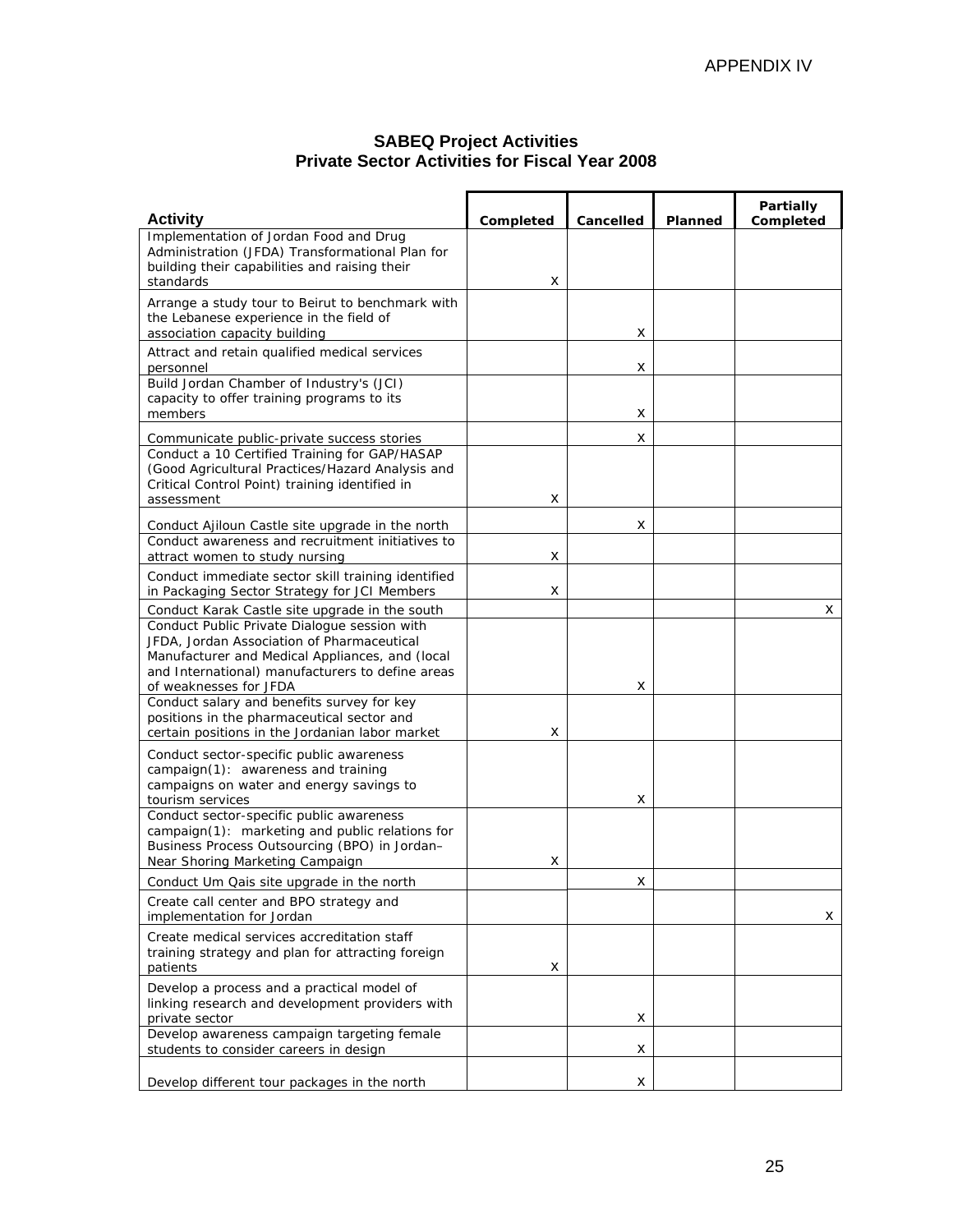APPENDIX IV

## SABEQ Project Activities
## Private Sector Activities for Fiscal Year 2008

| Activity | Completed | Cancelled | Planned | Partially Completed |
|---|---|---|---|---|
| Implementation of Jordan Food and Drug Administration (JFDA) Transformational Plan for building their capabilities and raising their standards | X | | | |
| Arrange a study tour to Beirut to benchmark with the Lebanese experience in the field of association capacity building | | X | | |
| Attract and retain qualified medical services personnel | | X | | |
| Build Jordan Chamber of Industry's (JCI) capacity to offer training programs to its members | | X | | |
| Communicate public-private success stories | | X | | |
| Conduct a 10 Certified Training for GAP/HASAP (Good Agricultural Practices/Hazard Analysis and Critical Control Point) training identified in assessment | X | | | |
| Conduct Ajiloun Castle site upgrade in the north | | X | | |
| Conduct awareness and recruitment initiatives to attract women to study nursing | X | | | |
| Conduct immediate sector skill training identified in Packaging Sector Strategy for JCI Members | X | | | |
| Conduct Karak Castle site upgrade in the south | | | | X |
| Conduct Public Private Dialogue session with JFDA, Jordan Association of Pharmaceutical Manufacturer and Medical Appliances, and (local and International) manufacturers to define areas of weaknesses for JFDA | | X | | |
| Conduct salary and benefits survey for key positions in the pharmaceutical sector and certain positions in the Jordanian labor market | X | | | |
| Conduct sector-specific public awareness campaign(1): awareness and training campaigns on water and energy savings to tourism services | | X | | |
| Conduct sector-specific public awareness campaign(1): marketing and public relations for Business Process Outsourcing (BPO) in Jordan–Near Shoring Marketing Campaign | X | | | |
| Conduct Um Qais site upgrade in the north | | X | | |
| Create call center and BPO strategy and implementation for Jordan | | | | X |
| Create medical services accreditation staff training strategy and plan for attracting foreign patients | X | | | |
| Develop a process and a practical model of linking research and development providers with private sector | | X | | |
| Develop awareness campaign targeting female students to consider careers in design | | X | | |
| Develop different tour packages in the north | | X | | |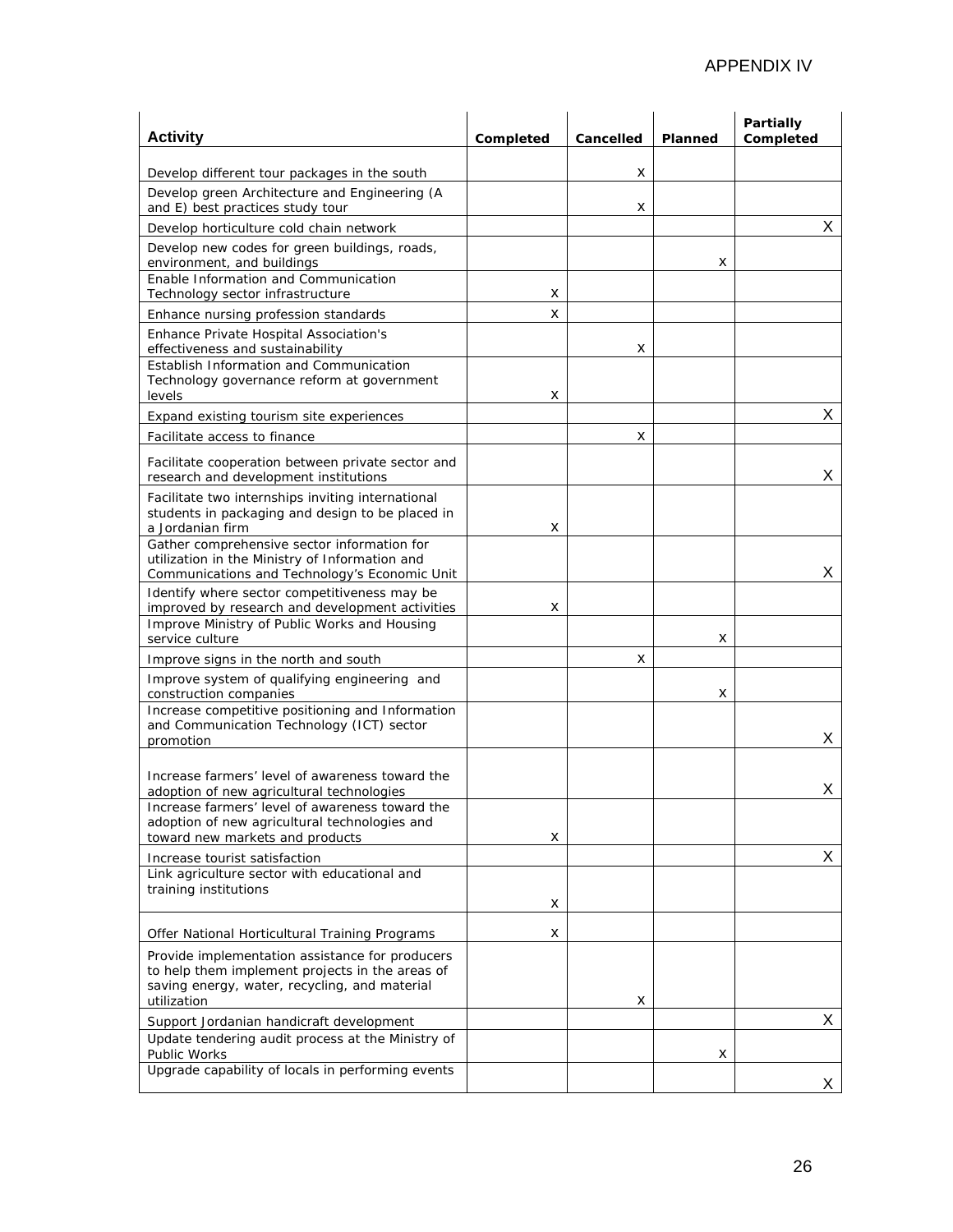# APPENDIX IV

| Activity | Completed | Cancelled | Planned | Partially Completed |
|---|---|---|---|---|
| Develop different tour packages in the south | | X | | |
| Develop green Architecture and Engineering (A and E) best practices study tour | | X | | |
| Develop horticulture cold chain network | | | | X |
| Develop new codes for green buildings, roads, environment, and buildings | | | X | |
| Enable Information and Communication Technology sector infrastructure | X | | | |
| Enhance nursing profession standards | X | | | |
| Enhance Private Hospital Association's effectiveness and sustainability | | X | | |
| Establish Information and Communication Technology governance reform at government levels | X | | | |
| Expand existing tourism site experiences | | | | X |
| Facilitate access to finance | | X | | |
| Facilitate cooperation between private sector and research and development institutions | | | | X |
| Facilitate two internships inviting international students in packaging and design to be placed in a Jordanian firm | X | | | |
| Gather comprehensive sector information for utilization in the Ministry of Information and Communications and Technology's Economic Unit | | | | X |
| Identify where sector competitiveness may be improved by research and development activities | X | | | |
| Improve Ministry of Public Works and Housing service culture | | | X | |
| Improve signs in the north and south | | X | | |
| Improve system of qualifying engineering and construction companies | | | X | |
| Increase competitive positioning and Information and Communication Technology (ICT) sector promotion | | | | X |
| Increase farmers' level of awareness toward the adoption of new agricultural technologies | | | | X |
| Increase farmers' level of awareness toward the adoption of new agricultural technologies and toward new markets and products | X | | | |
| Increase tourist satisfaction | | | | X |
| Link agriculture sector with educational and training institutions | X | | | |
| Offer National Horticultural Training Programs | X | | | |
| Provide implementation assistance for producers to help them implement projects in the areas of saving energy, water, recycling, and material utilization | | X | | |
| Support Jordanian handicraft development | | | | X |
| Update tendering audit process at the Ministry of Public Works | | | X | |
| Upgrade capability of locals in performing events | | | | X |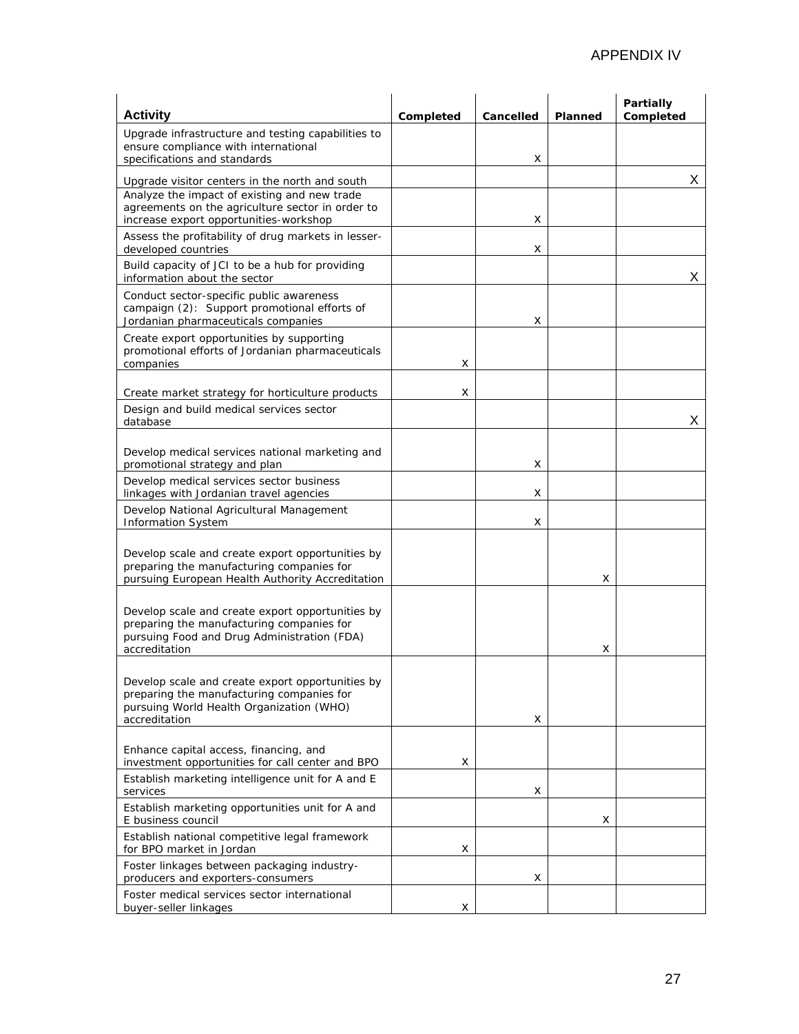# APPENDIX IV

| Activity | Completed | Cancelled | Planned | Partially Completed |
|---|---|---|---|---|
| Upgrade infrastructure and testing capabilities to ensure compliance with international specifications and standards | | x | | |
| Upgrade visitor centers in the north and south | | | | X |
| Analyze the impact of existing and new trade agreements on the agriculture sector in order to increase export opportunities-workshop | | x | | |
| Assess the profitability of drug markets in lesser-developed countries | | x | | |
| Build capacity of JCI to be a hub for providing information about the sector | | | | X |
| Conduct sector-specific public awareness campaign (2): Support promotional efforts of Jordanian pharmaceuticals companies | | x | | |
| Create export opportunities by supporting promotional efforts of Jordanian pharmaceuticals companies | x | | | |
| Create market strategy for horticulture products | x | | | |
| Design and build medical services sector database | | | | X |
| Develop medical services national marketing and promotional strategy and plan | | x | | |
| Develop medical services sector business linkages with Jordanian travel agencies | | x | | |
| Develop National Agricultural Management Information System | | x | | |
| Develop scale and create export opportunities by preparing the manufacturing companies for pursuing European Health Authority Accreditation | | | x | |
| Develop scale and create export opportunities by preparing the manufacturing companies for pursuing Food and Drug Administration (FDA) accreditation | | | x | |
| Develop scale and create export opportunities by preparing the manufacturing companies for pursuing World Health Organization (WHO) accreditation | | x | | |
| Enhance capital access, financing, and investment opportunities for call center and BPO | x | | | |
| Establish marketing intelligence unit for A and E services | | x | | |
| Establish marketing opportunities unit for A and E business council | | | x | |
| Establish national competitive legal framework for BPO market in Jordan | x | | | |
| Foster linkages between packaging industry-producers and exporters-consumers | | x | | |
| Foster medical services sector international buyer-seller linkages | x | | | |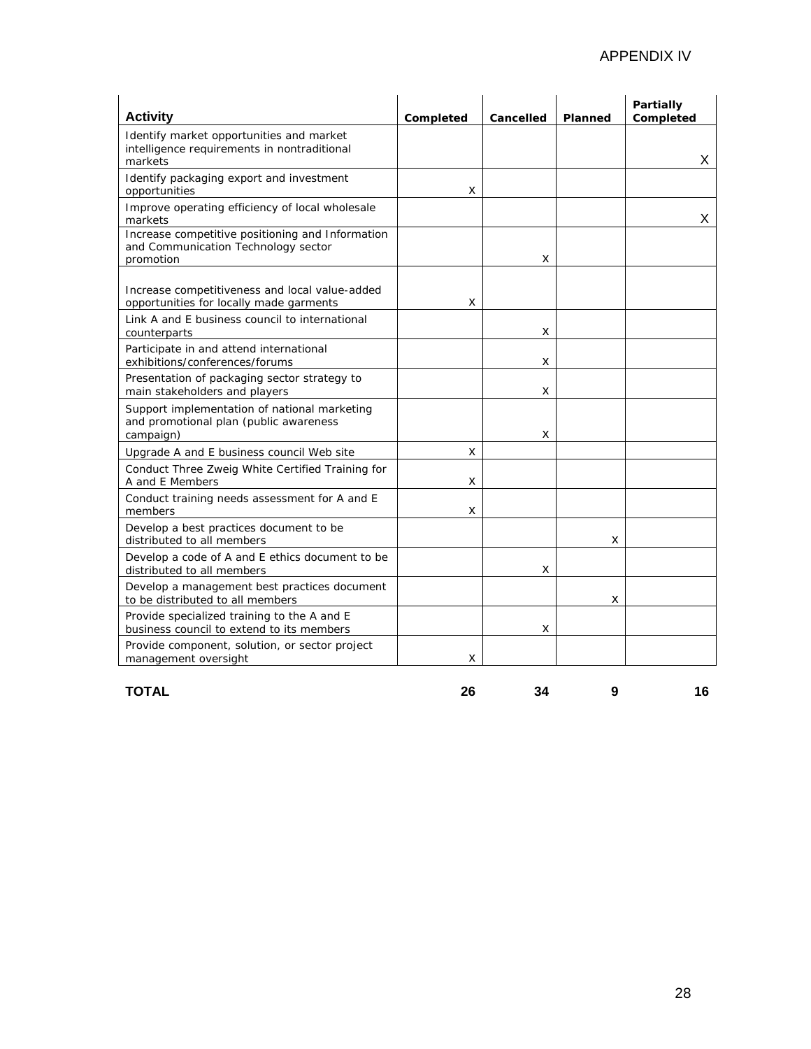APPENDIX IV

| Activity | Completed | Cancelled | Planned | Partially Completed |
|---|---|---|---|---|
| Identify market opportunities and market intelligence requirements in nontraditional markets | | | | X |
| Identify packaging export and investment opportunities | X | | | |
| Improve operating efficiency of local wholesale markets | | | | X |
| Increase competitive positioning and Information and Communication Technology sector promotion | | X | | |
| Increase competitiveness and local value-added opportunities for locally made garments | X | | | |
| Link A and E business council to international counterparts | | X | | |
| Participate in and attend international exhibitions/conferences/forums | | X | | |
| Presentation of packaging sector strategy to main stakeholders and players | | X | | |
| Support implementation of national marketing and promotional plan (public awareness campaign) | | X | | |
| Upgrade A and E business council Web site | X | | | |
| Conduct Three Zweig White Certified Training for A and E Members | X | | | |
| Conduct training needs assessment for A and E members | X | | | |
| Develop a best practices document to be distributed to all members | | | X | |
| Develop a code of A and E ethics document to be distributed to all members | | X | | |
| Develop a management best practices document to be distributed to all members | | | X | |
| Provide specialized training to the A and E business council to extend to its members | | X | | |
| Provide component, solution, or sector project management oversight | X | | | |
| **TOTAL** | **26** | **34** | **9** | **16** |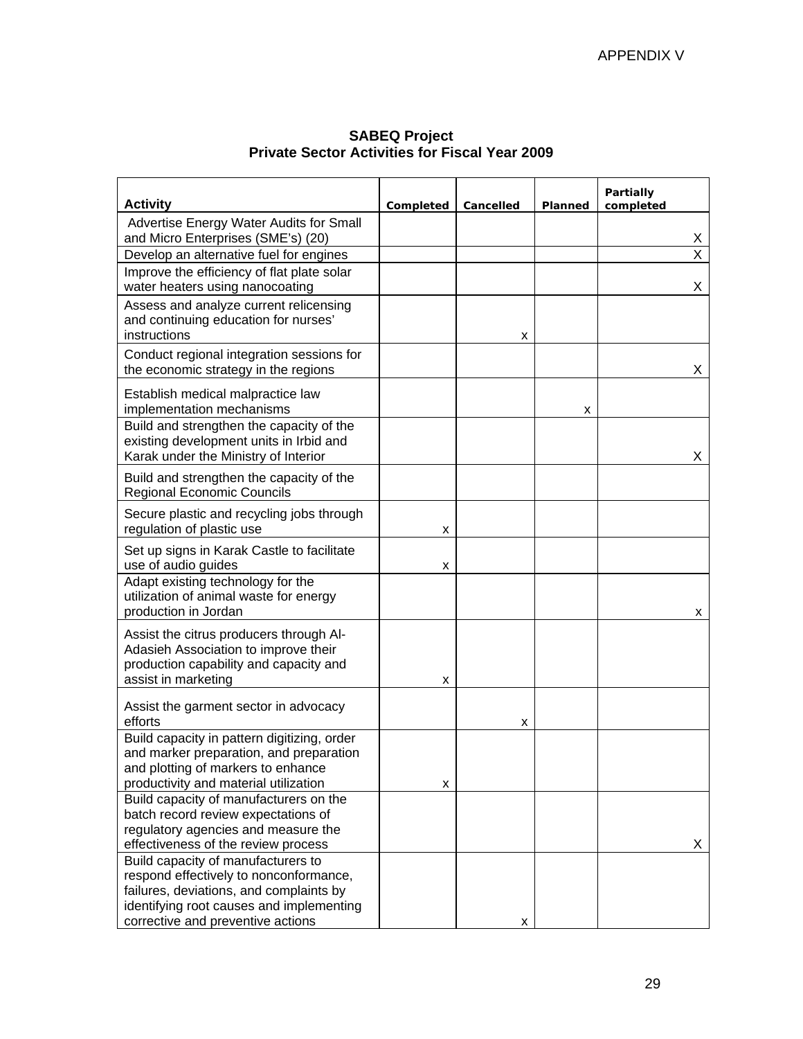APPENDIX V

**SABEQ Project**
**Private Sector Activities for Fiscal Year 2009**

| Activity | Completed | Cancelled | Planned | Partially completed |
|---|---|---|---|---|
| Advertise Energy Water Audits for Small and Micro Enterprises (SME's) (20) | | | | X |
| Develop an alternative fuel for engines | | | | X |
| Improve the efficiency of flat plate solar water heaters using nanocoating | | | | X |
| Assess and analyze current relicensing and continuing education for nurses' instructions | | x | | |
| Conduct regional integration sessions for the economic strategy in the regions | | | | X |
| Establish medical malpractice law implementation mechanisms | | | x | |
| Build and strengthen the capacity of the existing development units in Irbid and Karak under the Ministry of Interior | | | | X |
| Build and strengthen the capacity of the Regional Economic Councils | | | | |
| Secure plastic and recycling jobs through regulation of plastic use | x | | | |
| Set up signs in Karak Castle to facilitate use of audio guides | x | | | |
| Adapt existing technology for the utilization of animal waste for energy production in Jordan | | | | x |
| Assist the citrus producers through Al-Adasieh Association to improve their production capability and capacity and assist in marketing | x | | | |
| Assist the garment sector in advocacy efforts | | x | | |
| Build capacity in pattern digitizing, order and marker preparation, and preparation and plotting of markers to enhance productivity and material utilization | x | | | |
| Build capacity of manufacturers on the batch record review expectations of regulatory agencies and measure the effectiveness of the review process | | | | X |
| Build capacity of manufacturers to respond effectively to nonconformance, failures, deviations, and complaints by identifying root causes and implementing corrective and preventive actions | | x | | |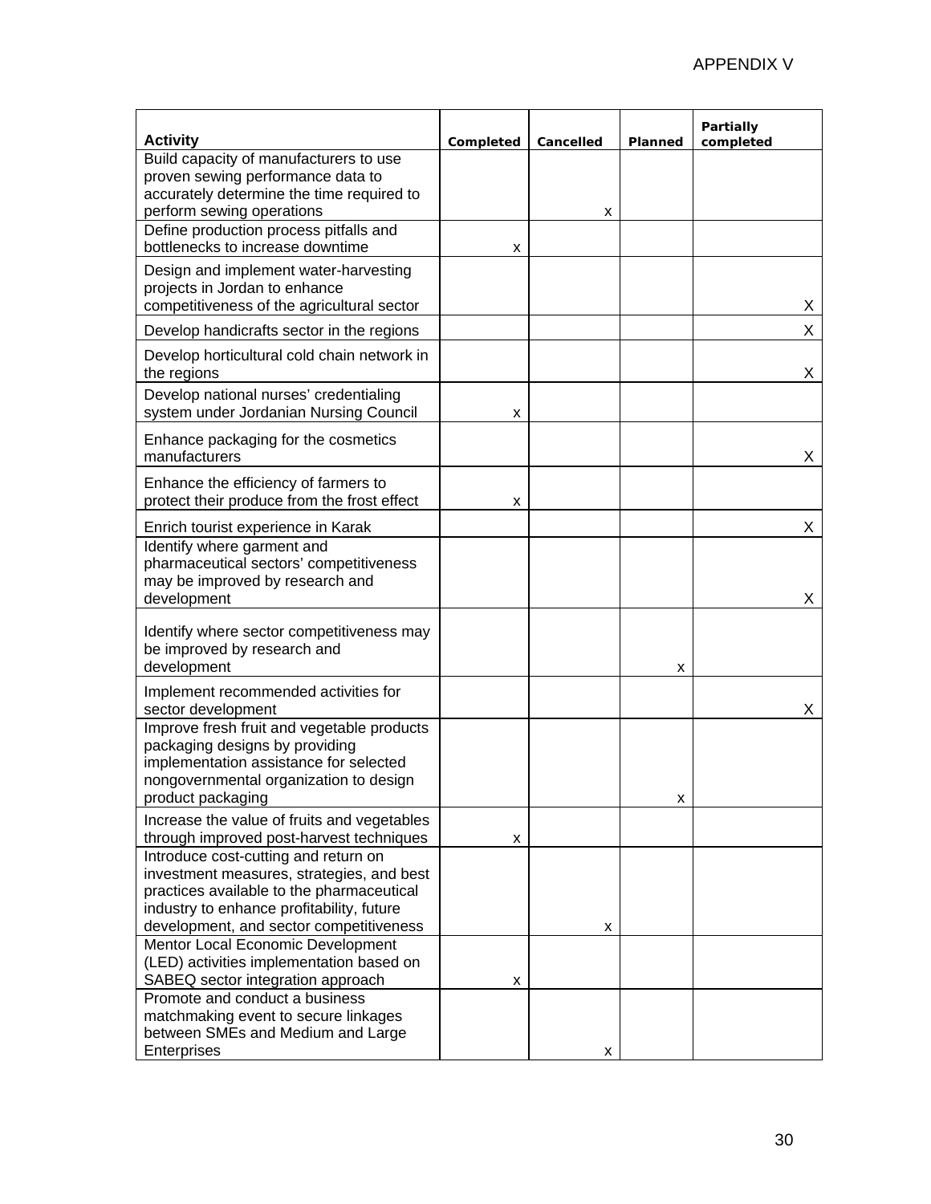APPENDIX V

| Activity | Completed | Cancelled | Planned | Partially completed |
|---|---|---|---|---|
| Build capacity of manufacturers to use proven sewing performance data to accurately determine the time required to perform sewing operations | | x | | |
| Define production process pitfalls and bottlenecks to increase downtime | x | | | |
| Design and implement water-harvesting projects in Jordan to enhance competitiveness of the agricultural sector | | | | X |
| Develop handicrafts sector in the regions | | | | X |
| Develop horticultural cold chain network in the regions | | | | X |
| Develop national nurses' credentialing system under Jordanian Nursing Council | x | | | |
| Enhance packaging for the cosmetics manufacturers | | | | X |
| Enhance the efficiency of farmers to protect their produce from the frost effect | x | | | |
| Enrich tourist experience in Karak | | | | X |
| Identify where garment and pharmaceutical sectors' competitiveness may be improved by research and development | | | | X |
| Identify where sector competitiveness may be improved by research and development | | | x | |
| Implement recommended activities for sector development | | | | X |
| Improve fresh fruit and vegetable products packaging designs by providing implementation assistance for selected nongovernmental organization to design product packaging | | | x | |
| Increase the value of fruits and vegetables through improved post-harvest techniques | x | | | |
| Introduce cost-cutting and return on investment measures, strategies, and best practices available to the pharmaceutical industry to enhance profitability, future development, and sector competitiveness | | x | | |
| Mentor Local Economic Development (LED) activities implementation based on SABEQ sector integration approach | x | | | |
| Promote and conduct a business matchmaking event to secure linkages between SMEs and Medium and Large Enterprises | | x | | |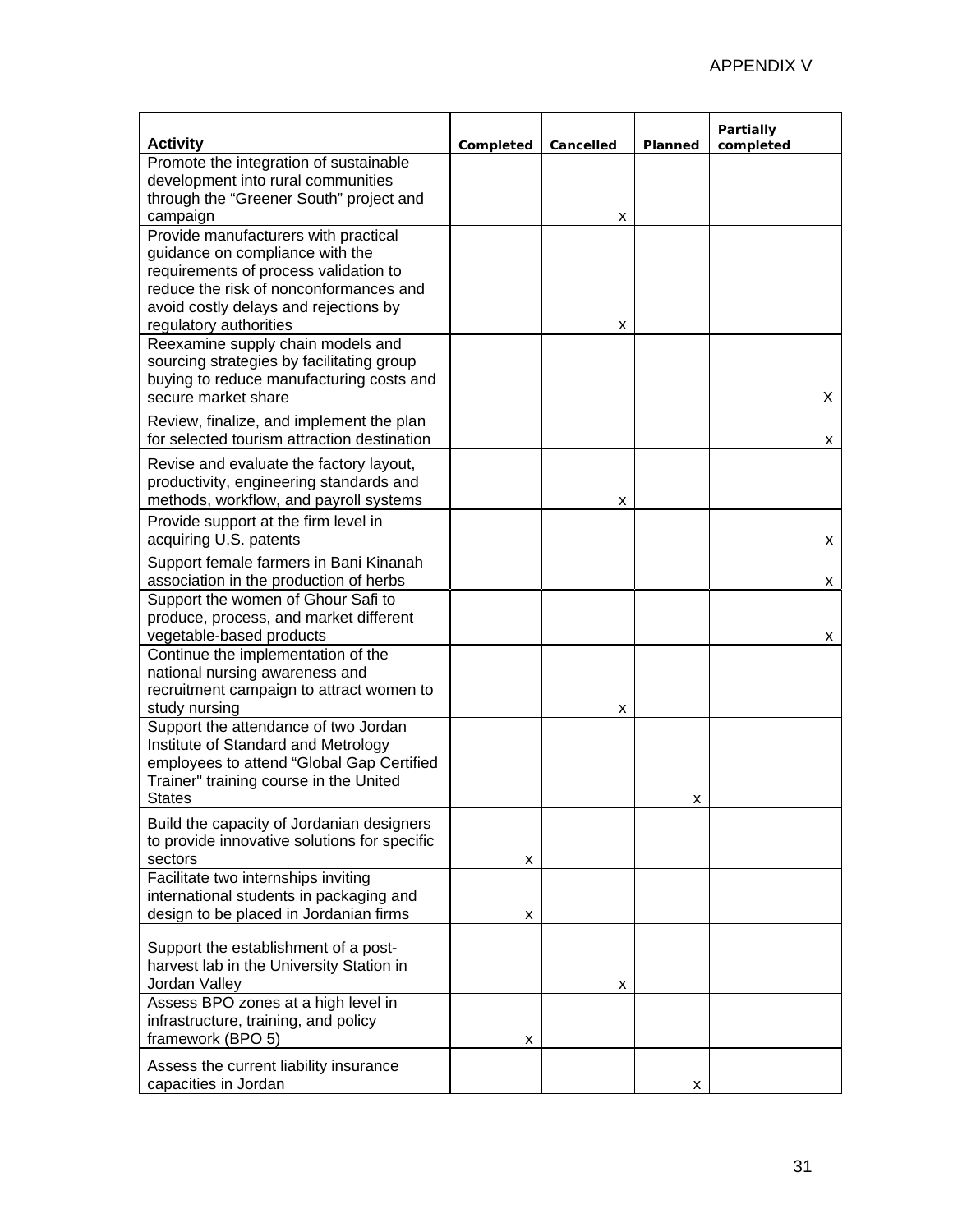APPENDIX V

| Activity | Completed | Cancelled | Planned | Partially completed |
|---|---|---|---|---|
| Promote the integration of sustainable development into rural communities through the "Greener South" project and campaign | | x | | |
| Provide manufacturers with practical guidance on compliance with the requirements of process validation to reduce the risk of nonconformances and avoid costly delays and rejections by regulatory authorities | | x | | |
| Reexamine supply chain models and sourcing strategies by facilitating group buying to reduce manufacturing costs and secure market share | | | | X |
| Review, finalize, and implement the plan for selected tourism attraction destination | | | | x |
| Revise and evaluate the factory layout, productivity, engineering standards and methods, workflow, and payroll systems | | x | | |
| Provide support at the firm level in acquiring U.S. patents | | | | x |
| Support female farmers in Bani Kinanah association in the production of herbs | | | | x |
| Support the women of Ghour Safi to produce, process, and market different vegetable-based products | | | | x |
| Continue the implementation of the national nursing awareness and recruitment campaign to attract women to study nursing | | x | | |
| Support the attendance of two Jordan Institute of Standard and Metrology employees to attend "Global Gap Certified Trainer" training course in the United States | | | x | |
| Build the capacity of Jordanian designers to provide innovative solutions for specific sectors | x | | | |
| Facilitate two internships inviting international students in packaging and design to be placed in Jordanian firms | x | | | |
| Support the establishment of a post-harvest lab in the University Station in Jordan Valley | | x | | |
| Assess BPO zones at a high level in infrastructure, training, and policy framework (BPO 5) | x | | | |
| Assess the current liability insurance capacities in Jordan | | | x | |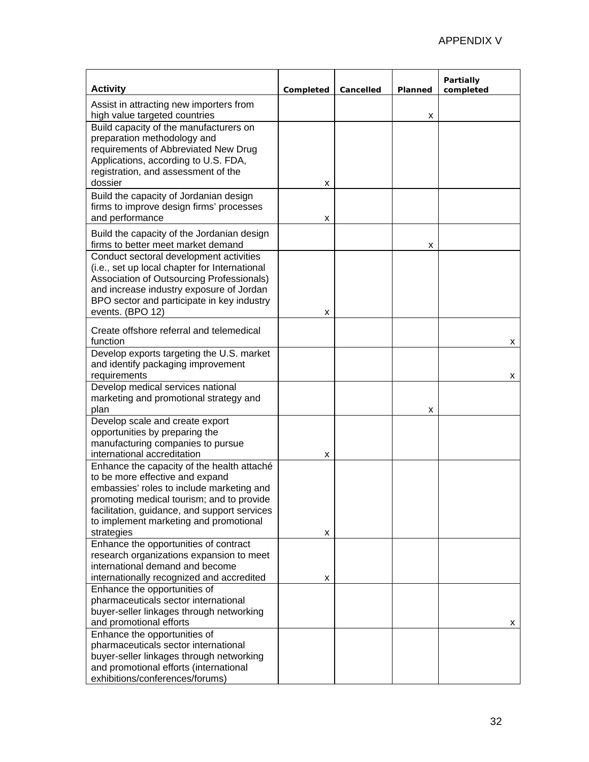APPENDIX V

| Activity | Completed | Cancelled | Planned | Partially completed |
|---|---|---|---|---|
| Assist in attracting new importers from high value targeted countries | | | x | |
| Build capacity of the manufacturers on preparation methodology and requirements of Abbreviated New Drug Applications, according to U.S. FDA, registration, and assessment of the dossier | x | | | |
| Build the capacity of Jordanian design firms to improve design firms' processes and performance | x | | | |
| Build the capacity of the Jordanian design firms to better meet market demand | | | x | |
| Conduct sectoral development activities (i.e., set up local chapter for International Association of Outsourcing Professionals) and increase industry exposure of Jordan BPO sector and participate in key industry events. (BPO 12) | x | | | |
| Create offshore referral and telemedical function | | | | x |
| Develop exports targeting the U.S. market and identify packaging improvement requirements | | | | x |
| Develop medical services national marketing and promotional strategy and plan | | | x | |
| Develop scale and create export opportunities by preparing the manufacturing companies to pursue international accreditation | x | | | |
| Enhance the capacity of the health attaché to be more effective and expand embassies' roles to include marketing and promoting medical tourism; and to provide facilitation, guidance, and support services to implement marketing and promotional strategies | x | | | |
| Enhance the opportunities of contract research organizations expansion to meet international demand and become internationally recognized and accredited | x | | | |
| Enhance the opportunities of pharmaceuticals sector international buyer-seller linkages through networking and promotional efforts | | | | x |
| Enhance the opportunities of pharmaceuticals sector international buyer-seller linkages through networking and promotional efforts (international exhibitions/conferences/forums) | | | | |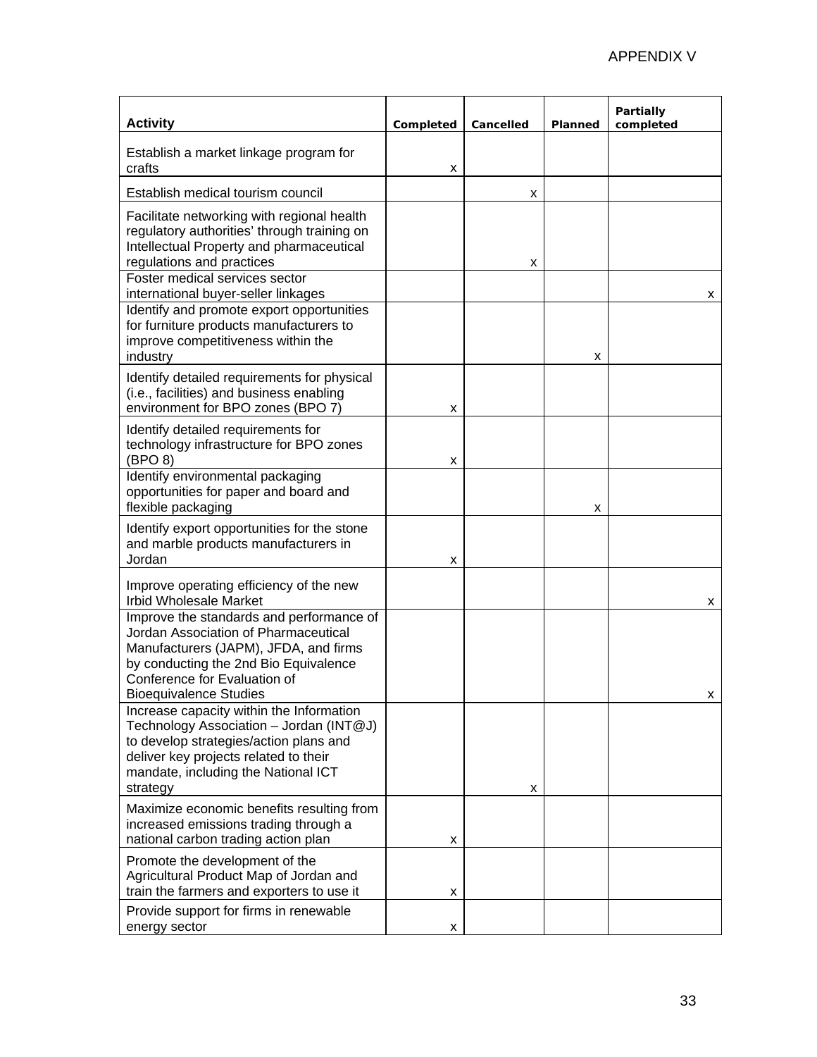APPENDIX V

| Activity | Completed | Cancelled | Planned | Partially completed |
|---|---|---|---|---|
| Establish a market linkage program for crafts | x | | | |
| Establish medical tourism council | | x | | |
| Facilitate networking with regional health regulatory authorities' through training on Intellectual Property and pharmaceutical regulations and practices | | x | | |
| Foster medical services sector international buyer-seller linkages | | | | x |
| Identify and promote export opportunities for furniture products manufacturers to improve competitiveness within the industry | | | x | |
| Identify detailed requirements for physical (i.e., facilities) and business enabling environment for BPO zones (BPO 7) | x | | | |
| Identify detailed requirements for technology infrastructure for BPO zones (BPO 8) | x | | | |
| Identify environmental packaging opportunities for paper and board and flexible packaging | | | x | |
| Identify export opportunities for the stone and marble products manufacturers in Jordan | x | | | |
| Improve operating efficiency of the new Irbid Wholesale Market | | | | x |
| Improve the standards and performance of Jordan Association of Pharmaceutical Manufacturers (JAPM), JFDA, and firms by conducting the 2nd Bio Equivalence Conference for Evaluation of Bioequivalence Studies | | | | x |
| Increase capacity within the Information Technology Association – Jordan (INT@J) to develop strategies/action plans and deliver key projects related to their mandate, including the National ICT strategy | | x | | |
| Maximize economic benefits resulting from increased emissions trading through a national carbon trading action plan | x | | | |
| Promote the development of the Agricultural Product Map of Jordan and train the farmers and exporters to use it | x | | | |
| Provide support for firms in renewable energy sector | x | | | |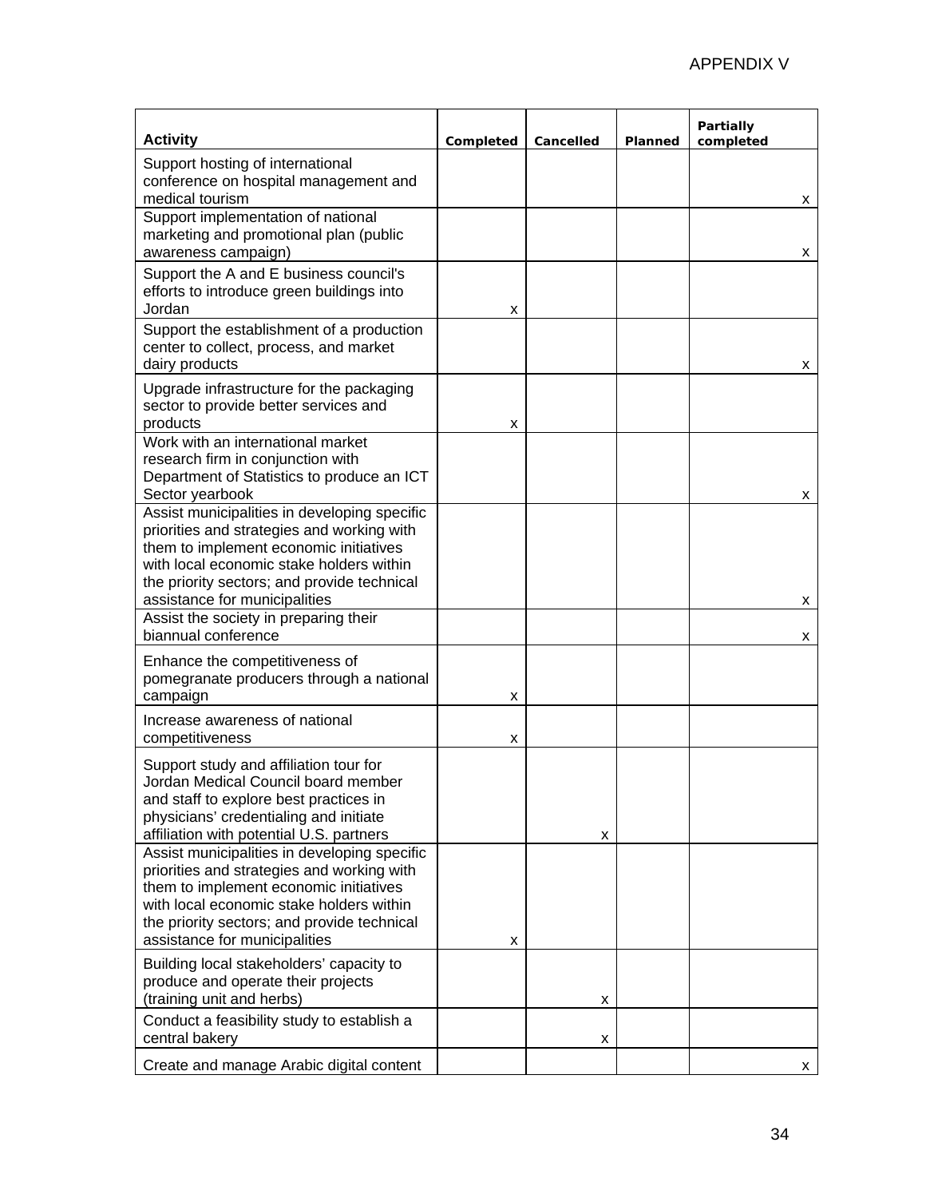APPENDIX V

| Activity | Completed | Cancelled | Planned | Partially completed |
|---|---|---|---|---|
| Support hosting of international conference on hospital management and medical tourism | | | | x |
| Support implementation of national marketing and promotional plan (public awareness campaign) | | | | x |
| Support the A and E business council's efforts to introduce green buildings into Jordan | x | | | |
| Support the establishment of a production center to collect, process, and market dairy products | | | | x |
| Upgrade infrastructure for the packaging sector to provide better services and products | x | | | |
| Work with an international market research firm in conjunction with Department of Statistics to produce an ICT Sector yearbook | | | | x |
| Assist municipalities in developing specific priorities and strategies and working with them to implement economic initiatives with local economic stake holders within the priority sectors; and provide technical assistance for municipalities | | | | x |
| Assist the society in preparing their biannual conference | | | | x |
| Enhance the competitiveness of pomegranate producers through a national campaign | x | | | |
| Increase awareness of national competitiveness | x | | | |
| Support study and affiliation tour for Jordan Medical Council board member and staff to explore best practices in physicians' credentialing and initiate affiliation with potential U.S. partners | | x | | |
| Assist municipalities in developing specific priorities and strategies and working with them to implement economic initiatives with local economic stake holders within the priority sectors; and provide technical assistance for municipalities | x | | | |
| Building local stakeholders' capacity to produce and operate their projects (training unit and herbs) | | x | | |
| Conduct a feasibility study to establish a central bakery | | x | | |
| Create and manage Arabic digital content | | | | x |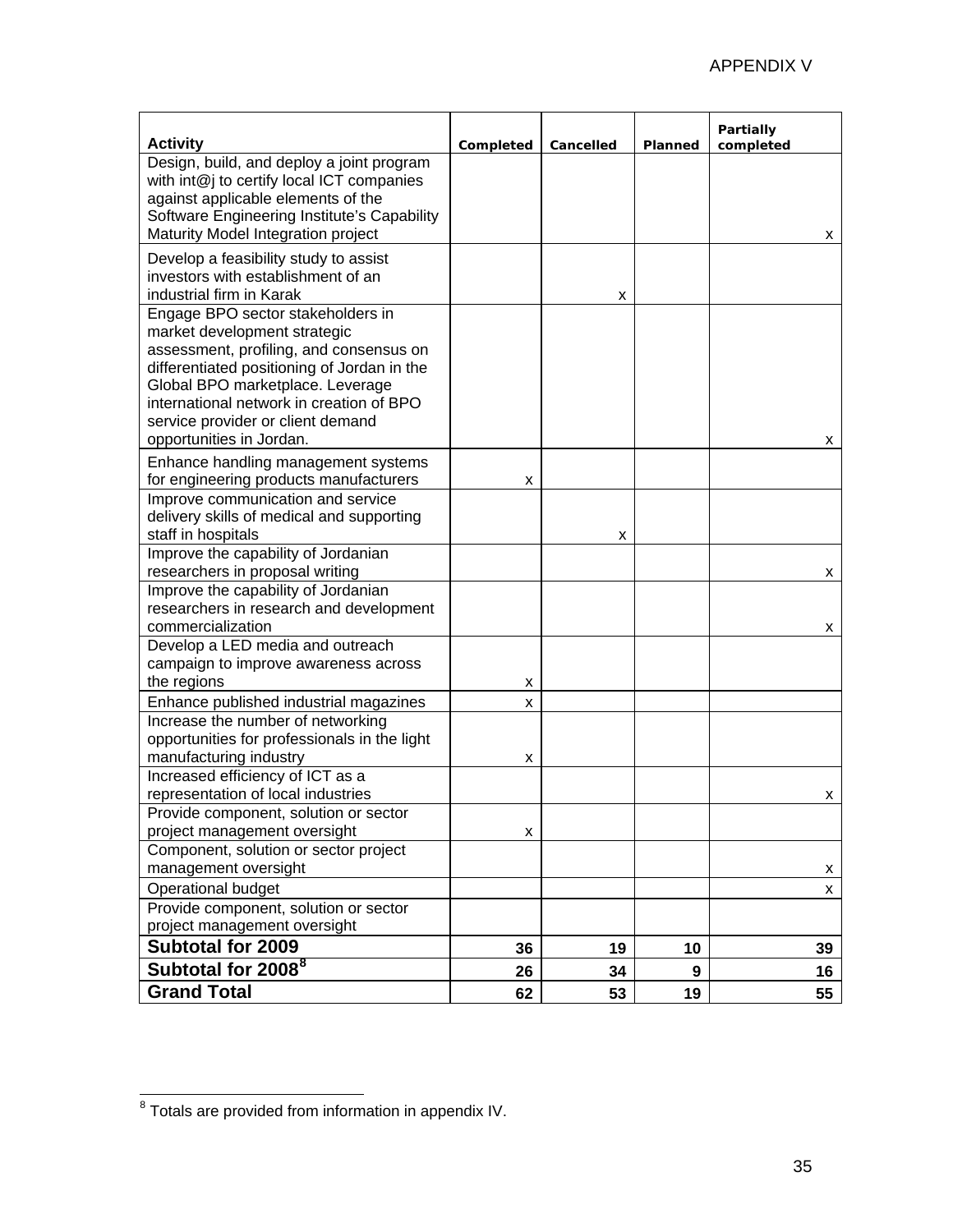APPENDIX V

| Activity | Completed | Cancelled | Planned | Partially completed |
| --- | --- | --- | --- | --- |
| Design, build, and deploy a joint program with int@j to certify local ICT companies against applicable elements of the Software Engineering Institute's Capability Maturity Model Integration project | | | | x |
| Develop a feasibility study to assist investors with establishment of an industrial firm in Karak | | x | | |
| Engage BPO sector stakeholders in market development strategic assessment, profiling, and consensus on differentiated positioning of Jordan in the Global BPO marketplace. Leverage international network in creation of BPO service provider or client demand opportunities in Jordan. | | | | x |
| Enhance handling management systems for engineering products manufacturers | x | | | |
| Improve communication and service delivery skills of medical and supporting staff in hospitals | | x | | |
| Improve the capability of Jordanian researchers in proposal writing | | | | x |
| Improve the capability of Jordanian researchers in research and development commercialization | | | | x |
| Develop a LED media and outreach campaign to improve awareness across the regions | x | | | |
| Enhance published industrial magazines | x | | | |
| Increase the number of networking opportunities for professionals in the light manufacturing industry | x | | | |
| Increased efficiency of ICT as a representation of local industries | | | | x |
| Provide component, solution or sector project management oversight | x | | | |
| Component, solution or sector project management oversight | | | | x |
| Operational budget | | | | x |
| Provide component, solution or sector project management oversight | | | | |
| **Subtotal for 2009** | **36** | **19** | **10** | **39** |
| **Subtotal for 2008[8]** | **26** | **34** | **9** | **16** |
| **Grand Total** | **62** | **53** | **19** | **55** |

[8] Totals are provided from information in appendix IV.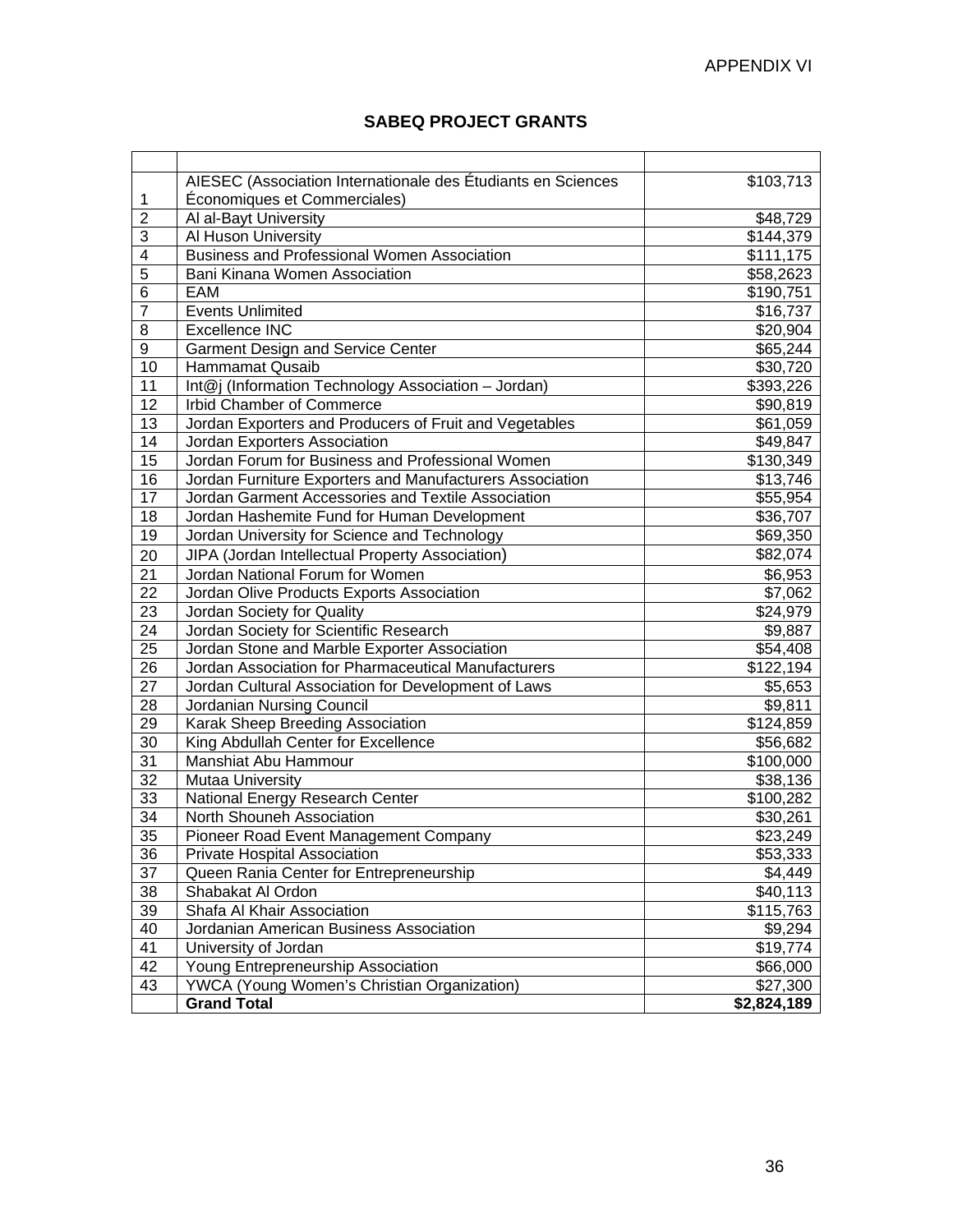APPENDIX VI

## SABEQ PROJECT GRANTS

| | | |
|---|---|---|
| 1 | AIESEC (Association Internationale des Étudiants en Sciences Économiques et Commerciales) | $103,713 |
| 2 | Al al-Bayt University | $48,729 |
| 3 | Al Huson University | $144,379 |
| 4 | Business and Professional Women Association | $111,175 |
| 5 | Bani Kinana Women Association | $58,2623 |
| 6 | EAM | $190,751 |
| 7 | Events Unlimited | $16,737 |
| 8 | Excellence INC | $20,904 |
| 9 | Garment Design and Service Center | $65,244 |
| 10 | Hammamat Qusaib | $30,720 |
| 11 | Int@j (Information Technology Association – Jordan) | $393,226 |
| 12 | Irbid Chamber of Commerce | $90,819 |
| 13 | Jordan Exporters and Producers of Fruit and Vegetables | $61,059 |
| 14 | Jordan Exporters Association | $49,847 |
| 15 | Jordan Forum for Business and Professional Women | $130,349 |
| 16 | Jordan Furniture Exporters and Manufacturers Association | $13,746 |
| 17 | Jordan Garment Accessories and Textile Association | $55,954 |
| 18 | Jordan Hashemite Fund for Human Development | $36,707 |
| 19 | Jordan University for Science and Technology | $69,350 |
| 20 | JIPA (Jordan Intellectual Property Association) | $82,074 |
| 21 | Jordan National Forum for Women | $6,953 |
| 22 | Jordan Olive Products Exports Association | $7,062 |
| 23 | Jordan Society for Quality | $24,979 |
| 24 | Jordan Society for Scientific Research | $9,887 |
| 25 | Jordan Stone and Marble Exporter Association | $54,408 |
| 26 | Jordan Association for Pharmaceutical Manufacturers | $122,194 |
| 27 | Jordan Cultural Association for Development of Laws | $5,653 |
| 28 | Jordanian Nursing Council | $9,811 |
| 29 | Karak Sheep Breeding Association | $124,859 |
| 30 | King Abdullah Center for Excellence | $56,682 |
| 31 | Manshiat Abu Hammour | $100,000 |
| 32 | Mutaa University | $38,136 |
| 33 | National Energy Research Center | $100,282 |
| 34 | North Shouneh Association | $30,261 |
| 35 | Pioneer Road Event Management Company | $23,249 |
| 36 | Private Hospital Association | $53,333 |
| 37 | Queen Rania Center for Entrepreneurship | $4,449 |
| 38 | Shabakat Al Ordon | $40,113 |
| 39 | Shafa Al Khair Association | $115,763 |
| 40 | Jordanian American Business Association | $9,294 |
| 41 | University of Jordan | $19,774 |
| 42 | Young Entrepreneurship Association | $66,000 |
| 43 | YWCA (Young Women's Christian Organization) | $27,300 |
| | **Grand Total** | **$2,824,189** |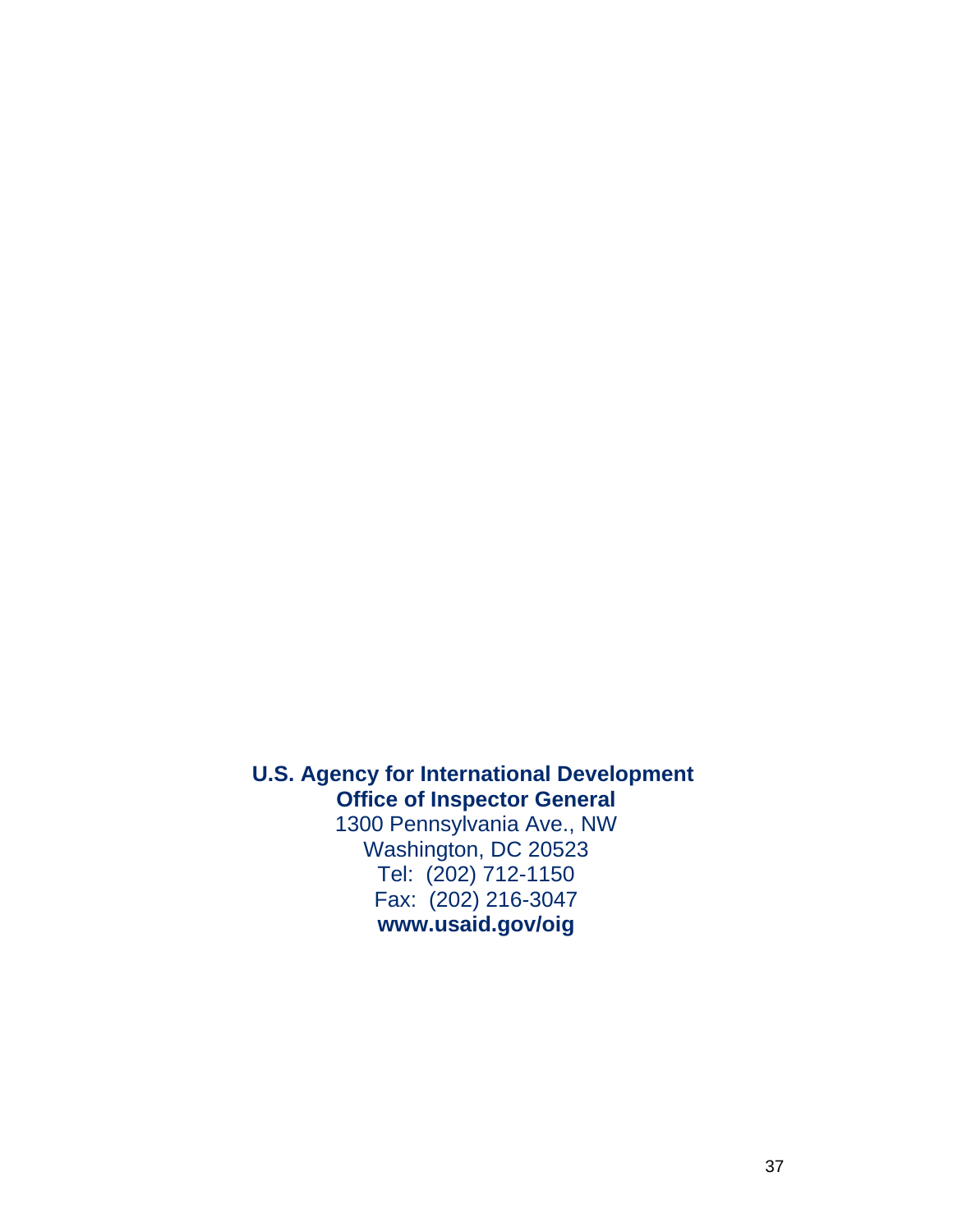**U.S. Agency for International Development**
**Office of Inspector General**
1300 Pennsylvania Ave., NW
Washington, DC 20523
Tel: (202) 712-1150
Fax: (202) 216-3047
**www.usaid.gov/oig**